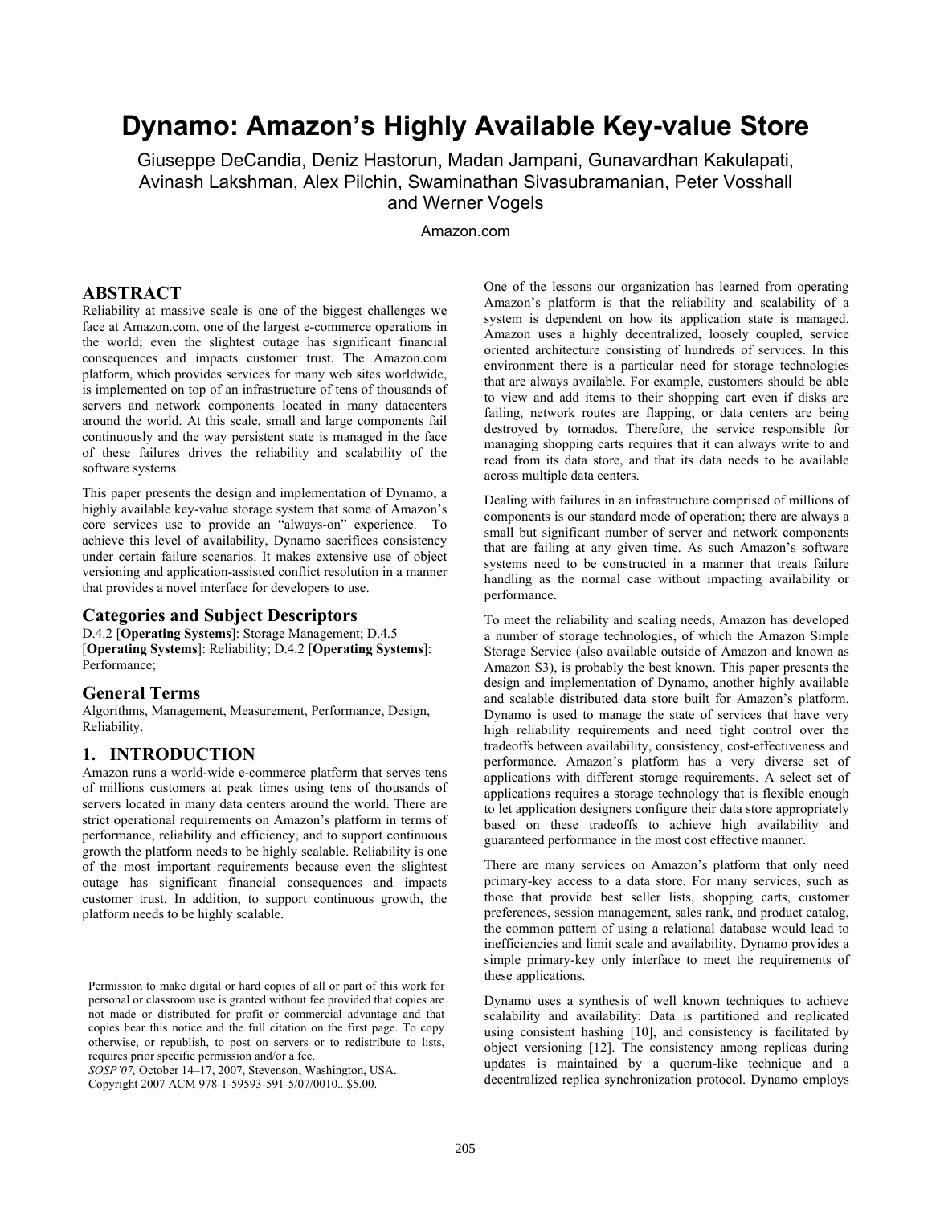# Dynamo: Amazon's Highly Available Key-value Store

Giuseppe DeCandia, Deniz Hastorun, Madan Jampani, Gunavardhan Kakulapati, Avinash Lakshman, Alex Pilchin, Swaminathan Sivasubramanian, Peter Vosshall and Werner Vogels

Amazon.com

## ABSTRACT

Reliability at massive scale is one of the biggest challenges we face at Amazon.com, one of the largest e-commerce operations in the world; even the slightest outage has significant financial consequences and impacts customer trust. The Amazon.com platform, which provides services for many web sites worldwide, is implemented on top of an infrastructure of tens of thousands of servers and network components located in many datacenters around the world. At this scale, small and large components fail continuously and the way persistent state is managed in the face of these failures drives the reliability and scalability of the software systems.

This paper presents the design and implementation of Dynamo, a highly available key-value storage system that some of Amazon's core services use to provide an "always-on" experience. To achieve this level of availability, Dynamo sacrifices consistency under certain failure scenarios. It makes extensive use of object versioning and application-assisted conflict resolution in a manner that provides a novel interface for developers to use.

## Categories and Subject Descriptors

D.4.2 [**Operating Systems**]: Storage Management; D.4.5 [**Operating Systems**]: Reliability; D.4.2 [**Operating Systems**]: Performance;

## General Terms

Algorithms, Management, Measurement, Performance, Design, Reliability.

## 1. INTRODUCTION

Amazon runs a world-wide e-commerce platform that serves tens of millions customers at peak times using tens of thousands of servers located in many data centers around the world. There are strict operational requirements on Amazon's platform in terms of performance, reliability and efficiency, and to support continuous growth the platform needs to be highly scalable. Reliability is one of the most important requirements because even the slightest outage has significant financial consequences and impacts customer trust. In addition, to support continuous growth, the platform needs to be highly scalable.

Permission to make digital or hard copies of all or part of this work for personal or classroom use is granted without fee provided that copies are not made or distributed for profit or commercial advantage and that copies bear this notice and the full citation on the first page. To copy otherwise, or republish, to post on servers or to redistribute to lists, requires prior specific permission and/or a fee.
*SOSP'07,* October 14–17, 2007, Stevenson, Washington, USA.
Copyright 2007 ACM 978-1-59593-591-5/07/0010...$5.00.

One of the lessons our organization has learned from operating Amazon's platform is that the reliability and scalability of a system is dependent on how its application state is managed. Amazon uses a highly decentralized, loosely coupled, service oriented architecture consisting of hundreds of services. In this environment there is a particular need for storage technologies that are always available. For example, customers should be able to view and add items to their shopping cart even if disks are failing, network routes are flapping, or data centers are being destroyed by tornados. Therefore, the service responsible for managing shopping carts requires that it can always write to and read from its data store, and that its data needs to be available across multiple data centers.

Dealing with failures in an infrastructure comprised of millions of components is our standard mode of operation; there are always a small but significant number of server and network components that are failing at any given time. As such Amazon's software systems need to be constructed in a manner that treats failure handling as the normal case without impacting availability or performance.

To meet the reliability and scaling needs, Amazon has developed a number of storage technologies, of which the Amazon Simple Storage Service (also available outside of Amazon and known as Amazon S3), is probably the best known. This paper presents the design and implementation of Dynamo, another highly available and scalable distributed data store built for Amazon's platform. Dynamo is used to manage the state of services that have very high reliability requirements and need tight control over the tradeoffs between availability, consistency, cost-effectiveness and performance. Amazon's platform has a very diverse set of applications with different storage requirements. A select set of applications requires a storage technology that is flexible enough to let application designers configure their data store appropriately based on these tradeoffs to achieve high availability and guaranteed performance in the most cost effective manner.

There are many services on Amazon's platform that only need primary-key access to a data store. For many services, such as those that provide best seller lists, shopping carts, customer preferences, session management, sales rank, and product catalog, the common pattern of using a relational database would lead to inefficiencies and limit scale and availability. Dynamo provides a simple primary-key only interface to meet the requirements of these applications.

Dynamo uses a synthesis of well known techniques to achieve scalability and availability: Data is partitioned and replicated using consistent hashing [10], and consistency is facilitated by object versioning [12]. The consistency among replicas during updates is maintained by a quorum-like technique and a decentralized replica synchronization protocol. Dynamo employs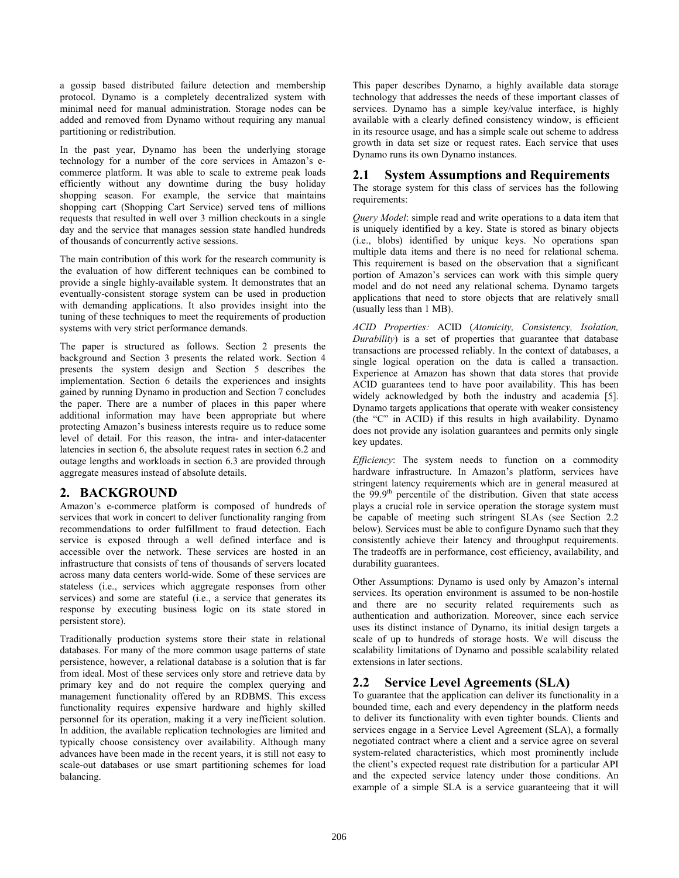a gossip based distributed failure detection and membership protocol. Dynamo is a completely decentralized system with minimal need for manual administration. Storage nodes can be added and removed from Dynamo without requiring any manual partitioning or redistribution.

In the past year, Dynamo has been the underlying storage technology for a number of the core services in Amazon's e-commerce platform. It was able to scale to extreme peak loads efficiently without any downtime during the busy holiday shopping season. For example, the service that maintains shopping cart (Shopping Cart Service) served tens of millions requests that resulted in well over 3 million checkouts in a single day and the service that manages session state handled hundreds of thousands of concurrently active sessions.

The main contribution of this work for the research community is the evaluation of how different techniques can be combined to provide a single highly-available system. It demonstrates that an eventually-consistent storage system can be used in production with demanding applications. It also provides insight into the tuning of these techniques to meet the requirements of production systems with very strict performance demands.

The paper is structured as follows. Section 2 presents the background and Section 3 presents the related work. Section 4 presents the system design and Section 5 describes the implementation. Section 6 details the experiences and insights gained by running Dynamo in production and Section 7 concludes the paper. There are a number of places in this paper where additional information may have been appropriate but where protecting Amazon's business interests require us to reduce some level of detail. For this reason, the intra- and inter-datacenter latencies in section 6, the absolute request rates in section 6.2 and outage lengths and workloads in section 6.3 are provided through aggregate measures instead of absolute details.

## 2. BACKGROUND

Amazon's e-commerce platform is composed of hundreds of services that work in concert to deliver functionality ranging from recommendations to order fulfillment to fraud detection. Each service is exposed through a well defined interface and is accessible over the network. These services are hosted in an infrastructure that consists of tens of thousands of servers located across many data centers world-wide. Some of these services are stateless (i.e., services which aggregate responses from other services) and some are stateful (i.e., a service that generates its response by executing business logic on its state stored in persistent store).

Traditionally production systems store their state in relational databases. For many of the more common usage patterns of state persistence, however, a relational database is a solution that is far from ideal. Most of these services only store and retrieve data by primary key and do not require the complex querying and management functionality offered by an RDBMS. This excess functionality requires expensive hardware and highly skilled personnel for its operation, making it a very inefficient solution. In addition, the available replication technologies are limited and typically choose consistency over availability. Although many advances have been made in the recent years, it is still not easy to scale-out databases or use smart partitioning schemes for load balancing.

This paper describes Dynamo, a highly available data storage technology that addresses the needs of these important classes of services. Dynamo has a simple key/value interface, is highly available with a clearly defined consistency window, is efficient in its resource usage, and has a simple scale out scheme to address growth in data set size or request rates. Each service that uses Dynamo runs its own Dynamo instances.

### 2.1 System Assumptions and Requirements

The storage system for this class of services has the following requirements:

*Query Model*: simple read and write operations to a data item that is uniquely identified by a key. State is stored as binary objects (i.e., blobs) identified by unique keys. No operations span multiple data items and there is no need for relational schema. This requirement is based on the observation that a significant portion of Amazon's services can work with this simple query model and do not need any relational schema. Dynamo targets applications that need to store objects that are relatively small (usually less than 1 MB).

*ACID Properties:* ACID (*Atomicity, Consistency, Isolation, Durability*) is a set of properties that guarantee that database transactions are processed reliably. In the context of databases, a single logical operation on the data is called a transaction. Experience at Amazon has shown that data stores that provide ACID guarantees tend to have poor availability. This has been widely acknowledged by both the industry and academia [5]. Dynamo targets applications that operate with weaker consistency (the "C" in ACID) if this results in high availability. Dynamo does not provide any isolation guarantees and permits only single key updates.

*Efficiency*: The system needs to function on a commodity hardware infrastructure. In Amazon's platform, services have stringent latency requirements which are in general measured at the $99.9^{th}$ percentile of the distribution. Given that state access plays a crucial role in service operation the storage system must be capable of meeting such stringent SLAs (see Section 2.2 below). Services must be able to configure Dynamo such that they consistently achieve their latency and throughput requirements. The tradeoffs are in performance, cost efficiency, availability, and durability guarantees.

Other Assumptions: Dynamo is used only by Amazon's internal services. Its operation environment is assumed to be non-hostile and there are no security related requirements such as authentication and authorization. Moreover, since each service uses its distinct instance of Dynamo, its initial design targets a scale of up to hundreds of storage hosts. We will discuss the scalability limitations of Dynamo and possible scalability related extensions in later sections.

### 2.2 Service Level Agreements (SLA)

To guarantee that the application can deliver its functionality in a bounded time, each and every dependency in the platform needs to deliver its functionality with even tighter bounds. Clients and services engage in a Service Level Agreement (SLA), a formally negotiated contract where a client and a service agree on several system-related characteristics, which most prominently include the client's expected request rate distribution for a particular API and the expected service latency under those conditions. An example of a simple SLA is a service guaranteeing that it will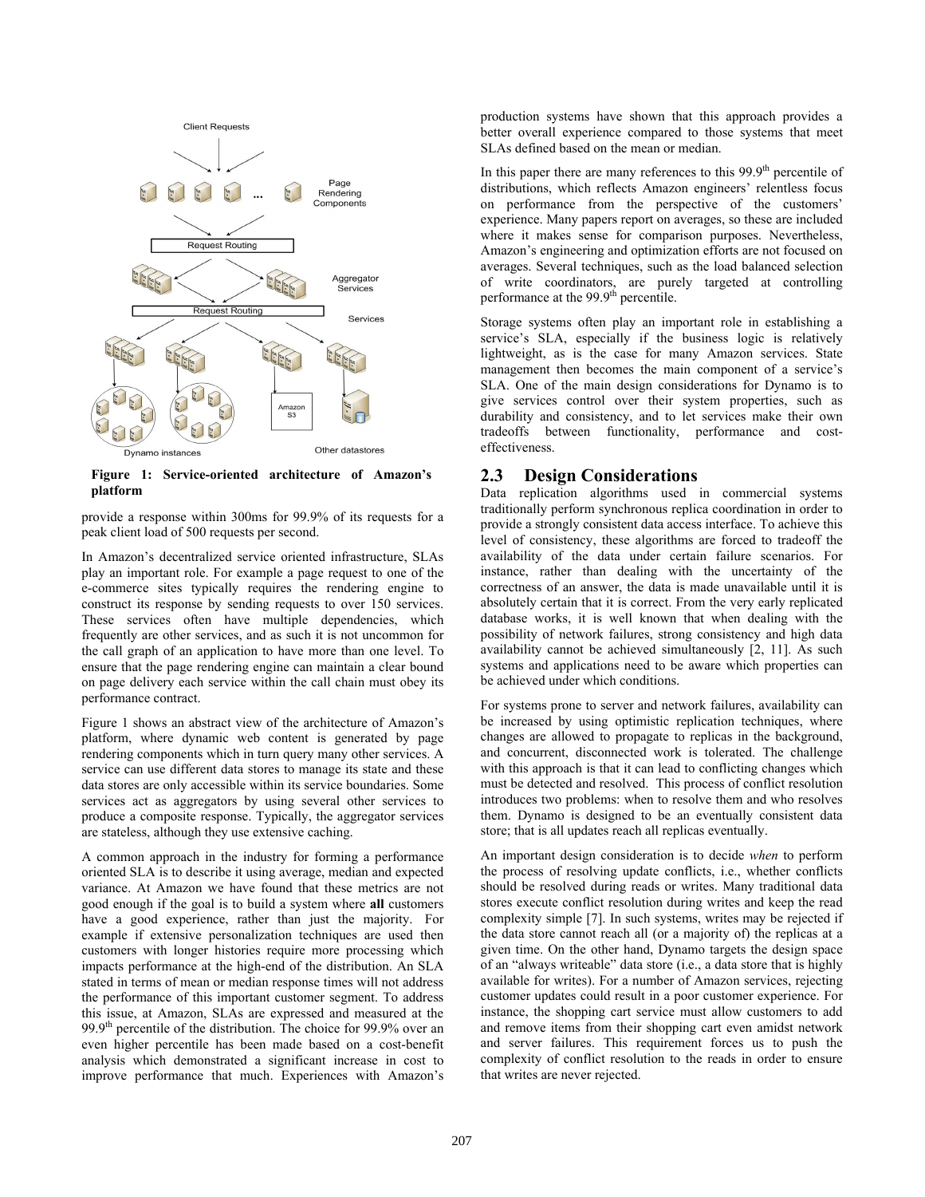Figure 1: Service-oriented architecture of Amazon's platform

provide a response within 300ms for 99.9% of its requests for a peak client load of 500 requests per second.

In Amazon's decentralized service oriented infrastructure, SLAs play an important role. For example a page request to one of the e-commerce sites typically requires the rendering engine to construct its response by sending requests to over 150 services. These services often have multiple dependencies, which frequently are other services, and as such it is not uncommon for the call graph of an application to have more than one level. To ensure that the page rendering engine can maintain a clear bound on page delivery each service within the call chain must obey its performance contract.

Figure 1 shows an abstract view of the architecture of Amazon's platform, where dynamic web content is generated by page rendering components which in turn query many other services. A service can use different data stores to manage its state and these data stores are only accessible within its service boundaries. Some services act as aggregators by using several other services to produce a composite response. Typically, the aggregator services are stateless, although they use extensive caching.

A common approach in the industry for forming a performance oriented SLA is to describe it using average, median and expected variance. At Amazon we have found that these metrics are not good enough if the goal is to build a system where **all** customers have a good experience, rather than just the majority. For example if extensive personalization techniques are used then customers with longer histories require more processing which impacts performance at the high-end of the distribution. An SLA stated in terms of mean or median response times will not address the performance of this important customer segment. To address this issue, at Amazon, SLAs are expressed and measured at the 99.9$^{th}$ percentile of the distribution. The choice for 99.9% over an even higher percentile has been made based on a cost-benefit analysis which demonstrated a significant increase in cost to improve performance that much. Experiences with Amazon's production systems have shown that this approach provides a better overall experience compared to those systems that meet SLAs defined based on the mean or median.

In this paper there are many references to this 99.9$^{th}$ percentile of distributions, which reflects Amazon engineers' relentless focus on performance from the perspective of the customers' experience. Many papers report on averages, so these are included where it makes sense for comparison purposes. Nevertheless, Amazon's engineering and optimization efforts are not focused on averages. Several techniques, such as the load balanced selection of write coordinators, are purely targeted at controlling performance at the 99.9$^{th}$ percentile.

Storage systems often play an important role in establishing a service's SLA, especially if the business logic is relatively lightweight, as is the case for many Amazon services. State management then becomes the main component of a service's SLA. One of the main design considerations for Dynamo is to give services control over their system properties, such as durability and consistency, and to let services make their own tradeoffs between functionality, performance and cost-effectiveness.

## 2.3 Design Considerations

Data replication algorithms used in commercial systems traditionally perform synchronous replica coordination in order to provide a strongly consistent data access interface. To achieve this level of consistency, these algorithms are forced to tradeoff the availability of the data under certain failure scenarios. For instance, rather than dealing with the uncertainty of the correctness of an answer, the data is made unavailable until it is absolutely certain that it is correct. From the very early replicated database works, it is well known that when dealing with the possibility of network failures, strong consistency and high data availability cannot be achieved simultaneously [2, 11]. As such systems and applications need to be aware which properties can be achieved under which conditions.

For systems prone to server and network failures, availability can be increased by using optimistic replication techniques, where changes are allowed to propagate to replicas in the background, and concurrent, disconnected work is tolerated. The challenge with this approach is that it can lead to conflicting changes which must be detected and resolved. This process of conflict resolution introduces two problems: when to resolve them and who resolves them. Dynamo is designed to be an eventually consistent data store; that is all updates reach all replicas eventually.

An important design consideration is to decide *when* to perform the process of resolving update conflicts, i.e., whether conflicts should be resolved during reads or writes. Many traditional data stores execute conflict resolution during writes and keep the read complexity simple [7]. In such systems, writes may be rejected if the data store cannot reach all (or a majority of) the replicas at a given time. On the other hand, Dynamo targets the design space of an "always writeable" data store (i.e., a data store that is highly available for writes). For a number of Amazon services, rejecting customer updates could result in a poor customer experience. For instance, the shopping cart service must allow customers to add and remove items from their shopping cart even amidst network and server failures. This requirement forces us to push the complexity of conflict resolution to the reads in order to ensure that writes are never rejected.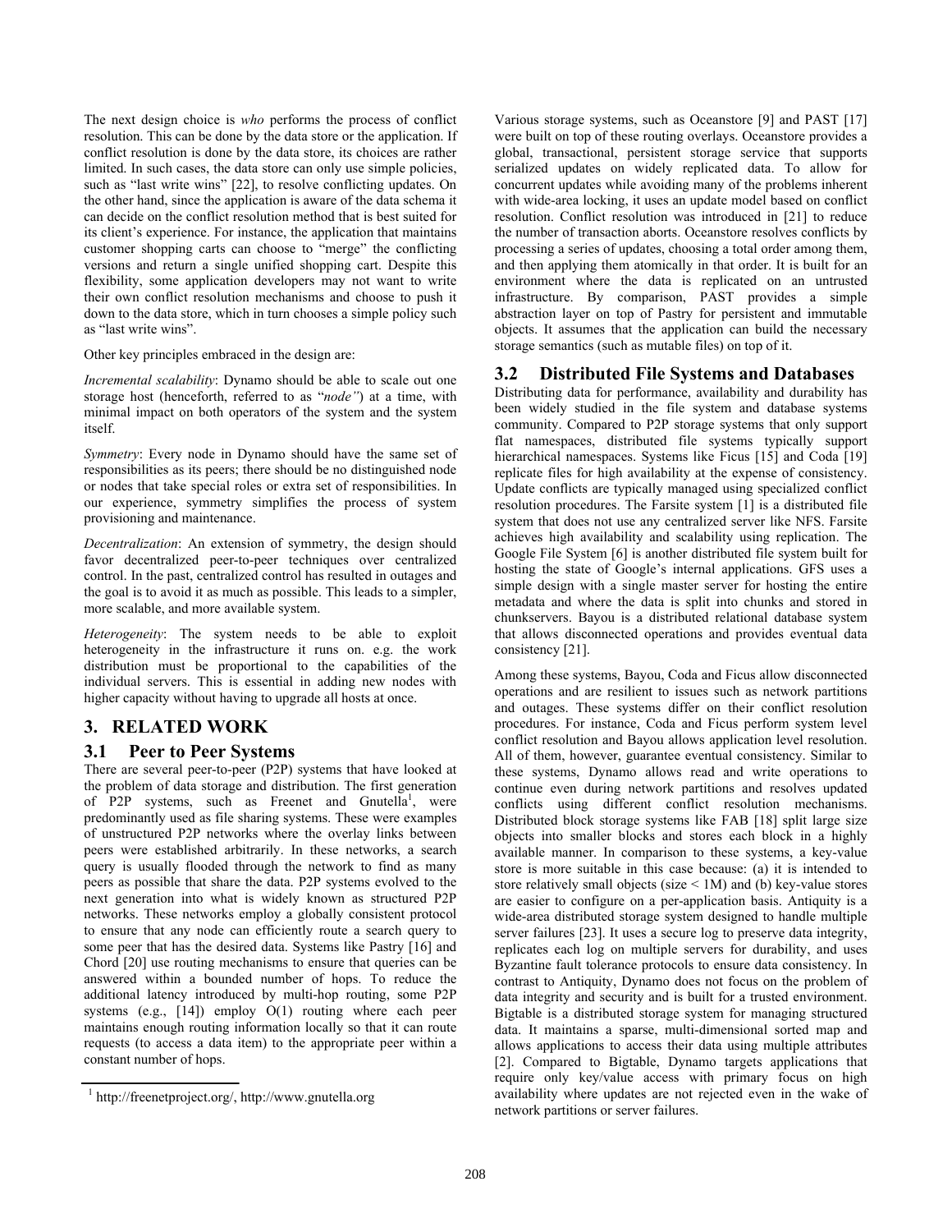The next design choice is *who* performs the process of conflict resolution. This can be done by the data store or the application. If conflict resolution is done by the data store, its choices are rather limited. In such cases, the data store can only use simple policies, such as "last write wins" [22], to resolve conflicting updates. On the other hand, since the application is aware of the data schema it can decide on the conflict resolution method that is best suited for its client's experience. For instance, the application that maintains customer shopping carts can choose to "merge" the conflicting versions and return a single unified shopping cart. Despite this flexibility, some application developers may not want to write their own conflict resolution mechanisms and choose to push it down to the data store, which in turn chooses a simple policy such as "last write wins".

Other key principles embraced in the design are:

*Incremental scalability*: Dynamo should be able to scale out one storage host (henceforth, referred to as "*node"*) at a time, with minimal impact on both operators of the system and the system itself.

*Symmetry*: Every node in Dynamo should have the same set of responsibilities as its peers; there should be no distinguished node or nodes that take special roles or extra set of responsibilities. In our experience, symmetry simplifies the process of system provisioning and maintenance.

*Decentralization*: An extension of symmetry, the design should favor decentralized peer-to-peer techniques over centralized control. In the past, centralized control has resulted in outages and the goal is to avoid it as much as possible. This leads to a simpler, more scalable, and more available system.

*Heterogeneity*: The system needs to be able to exploit heterogeneity in the infrastructure it runs on. e.g. the work distribution must be proportional to the capabilities of the individual servers. This is essential in adding new nodes with higher capacity without having to upgrade all hosts at once.

# 3. RELATED WORK

## 3.1 Peer to Peer Systems

There are several peer-to-peer (P2P) systems that have looked at the problem of data storage and distribution. The first generation of P2P systems, such as Freenet and Gnutella[1], were predominantly used as file sharing systems. These were examples of unstructured P2P networks where the overlay links between peers were established arbitrarily. In these networks, a search query is usually flooded through the network to find as many peers as possible that share the data. P2P systems evolved to the next generation into what is widely known as structured P2P networks. These networks employ a globally consistent protocol to ensure that any node can efficiently route a search query to some peer that has the desired data. Systems like Pastry [16] and Chord [20] use routing mechanisms to ensure that queries can be answered within a bounded number of hops. To reduce the additional latency introduced by multi-hop routing, some P2P systems (e.g., [14]) employ O(1) routing where each peer maintains enough routing information locally so that it can route requests (to access a data item) to the appropriate peer within a constant number of hops.

[1] http://freenetproject.org/, http://www.gnutella.org

Various storage systems, such as Oceanstore [9] and PAST [17] were built on top of these routing overlays. Oceanstore provides a global, transactional, persistent storage service that supports serialized updates on widely replicated data. To allow for concurrent updates while avoiding many of the problems inherent with wide-area locking, it uses an update model based on conflict resolution. Conflict resolution was introduced in [21] to reduce the number of transaction aborts. Oceanstore resolves conflicts by processing a series of updates, choosing a total order among them, and then applying them atomically in that order. It is built for an environment where the data is replicated on an untrusted infrastructure. By comparison, PAST provides a simple abstraction layer on top of Pastry for persistent and immutable objects. It assumes that the application can build the necessary storage semantics (such as mutable files) on top of it.

## 3.2 Distributed File Systems and Databases

Distributing data for performance, availability and durability has been widely studied in the file system and database systems community. Compared to P2P storage systems that only support flat namespaces, distributed file systems typically support hierarchical namespaces. Systems like Ficus [15] and Coda [19] replicate files for high availability at the expense of consistency. Update conflicts are typically managed using specialized conflict resolution procedures. The Farsite system [1] is a distributed file system that does not use any centralized server like NFS. Farsite achieves high availability and scalability using replication. The Google File System [6] is another distributed file system built for hosting the state of Google's internal applications. GFS uses a simple design with a single master server for hosting the entire metadata and where the data is split into chunks and stored in chunkservers. Bayou is a distributed relational database system that allows disconnected operations and provides eventual data consistency [21].

Among these systems, Bayou, Coda and Ficus allow disconnected operations and are resilient to issues such as network partitions and outages. These systems differ on their conflict resolution procedures. For instance, Coda and Ficus perform system level conflict resolution and Bayou allows application level resolution. All of them, however, guarantee eventual consistency. Similar to these systems, Dynamo allows read and write operations to continue even during network partitions and resolves updated conflicts using different conflict resolution mechanisms. Distributed block storage systems like FAB [18] split large size objects into smaller blocks and stores each block in a highly available manner. In comparison to these systems, a key-value store is more suitable in this case because: (a) it is intended to store relatively small objects (size < 1M) and (b) key-value stores are easier to configure on a per-application basis. Antiquity is a wide-area distributed storage system designed to handle multiple server failures [23]. It uses a secure log to preserve data integrity, replicates each log on multiple servers for durability, and uses Byzantine fault tolerance protocols to ensure data consistency. In contrast to Antiquity, Dynamo does not focus on the problem of data integrity and security and is built for a trusted environment. Bigtable is a distributed storage system for managing structured data. It maintains a sparse, multi-dimensional sorted map and allows applications to access their data using multiple attributes [2]. Compared to Bigtable, Dynamo targets applications that require only key/value access with primary focus on high availability where updates are not rejected even in the wake of network partitions or server failures.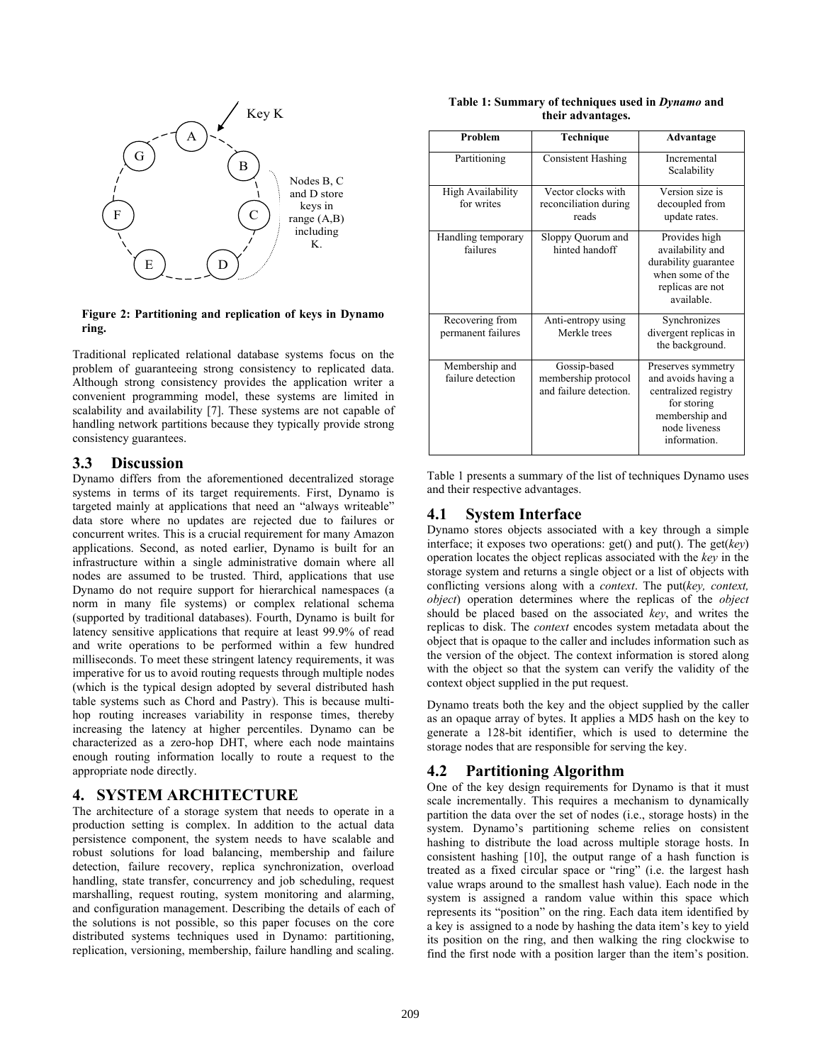Figure 2: Partitioning and replication of keys in Dynamo ring.

Traditional replicated relational database systems focus on the problem of guaranteeing strong consistency to replicated data. Although strong consistency provides the application writer a convenient programming model, these systems are limited in scalability and availability [7]. These systems are not capable of handling network partitions because they typically provide strong consistency guarantees.

## 3.3 Discussion

Dynamo differs from the aforementioned decentralized storage systems in terms of its target requirements. First, Dynamo is targeted mainly at applications that need an "always writeable" data store where no updates are rejected due to failures or concurrent writes. This is a crucial requirement for many Amazon applications. Second, as noted earlier, Dynamo is built for an infrastructure within a single administrative domain where all nodes are assumed to be trusted. Third, applications that use Dynamo do not require support for hierarchical namespaces (a norm in many file systems) or complex relational schema (supported by traditional databases). Fourth, Dynamo is built for latency sensitive applications that require at least 99.9% of read and write operations to be performed within a few hundred milliseconds. To meet these stringent latency requirements, it was imperative for us to avoid routing requests through multiple nodes (which is the typical design adopted by several distributed hash table systems such as Chord and Pastry). This is because multi-hop routing increases variability in response times, thereby increasing the latency at higher percentiles. Dynamo can be characterized as a zero-hop DHT, where each node maintains enough routing information locally to route a request to the appropriate node directly.

# 4. SYSTEM ARCHITECTURE

The architecture of a storage system that needs to operate in a production setting is complex. In addition to the actual data persistence component, the system needs to have scalable and robust solutions for load balancing, membership and failure detection, failure recovery, replica synchronization, overload handling, state transfer, concurrency and job scheduling, request marshalling, request routing, system monitoring and alarming, and configuration management. Describing the details of each of the solutions is not possible, so this paper focuses on the core distributed systems techniques used in Dynamo: partitioning, replication, versioning, membership, failure handling and scaling.

**Table 1: Summary of techniques used in *Dynamo* and their advantages.**

| Problem | Technique | Advantage |
|---|---|---|
| Partitioning | Consistent Hashing | Incremental Scalability |
| High Availability for writes | Vector clocks with reconciliation during reads | Version size is decoupled from update rates. |
| Handling temporary failures | Sloppy Quorum and hinted handoff | Provides high availability and durability guarantee when some of the replicas are not available. |
| Recovering from permanent failures | Anti-entropy using Merkle trees | Synchronizes divergent replicas in the background. |
| Membership and failure detection | Gossip-based membership protocol and failure detection. | Preserves symmetry and avoids having a centralized registry for storing membership and node liveness information. |

Table 1 presents a summary of the list of techniques Dynamo uses and their respective advantages.

## 4.1 System Interface

Dynamo stores objects associated with a key through a simple interface; it exposes two operations: get() and put(). The get(*key*) operation locates the object replicas associated with the *key* in the storage system and returns a single object or a list of objects with conflicting versions along with a *context*. The put(*key, context, object*) operation determines where the replicas of the *object* should be placed based on the associated *key*, and writes the replicas to disk. The *context* encodes system metadata about the object that is opaque to the caller and includes information such as the version of the object. The context information is stored along with the object so that the system can verify the validity of the context object supplied in the put request.

Dynamo treats both the key and the object supplied by the caller as an opaque array of bytes. It applies a MD5 hash on the key to generate a 128-bit identifier, which is used to determine the storage nodes that are responsible for serving the key.

## 4.2 Partitioning Algorithm

One of the key design requirements for Dynamo is that it must scale incrementally. This requires a mechanism to dynamically partition the data over the set of nodes (i.e., storage hosts) in the system. Dynamo's partitioning scheme relies on consistent hashing to distribute the load across multiple storage hosts. In consistent hashing [10], the output range of a hash function is treated as a fixed circular space or "ring" (i.e. the largest hash value wraps around to the smallest hash value). Each node in the system is assigned a random value within this space which represents its "position" on the ring. Each data item identified by a key is assigned to a node by hashing the data item's key to yield its position on the ring, and then walking the ring clockwise to find the first node with a position larger than the item's position.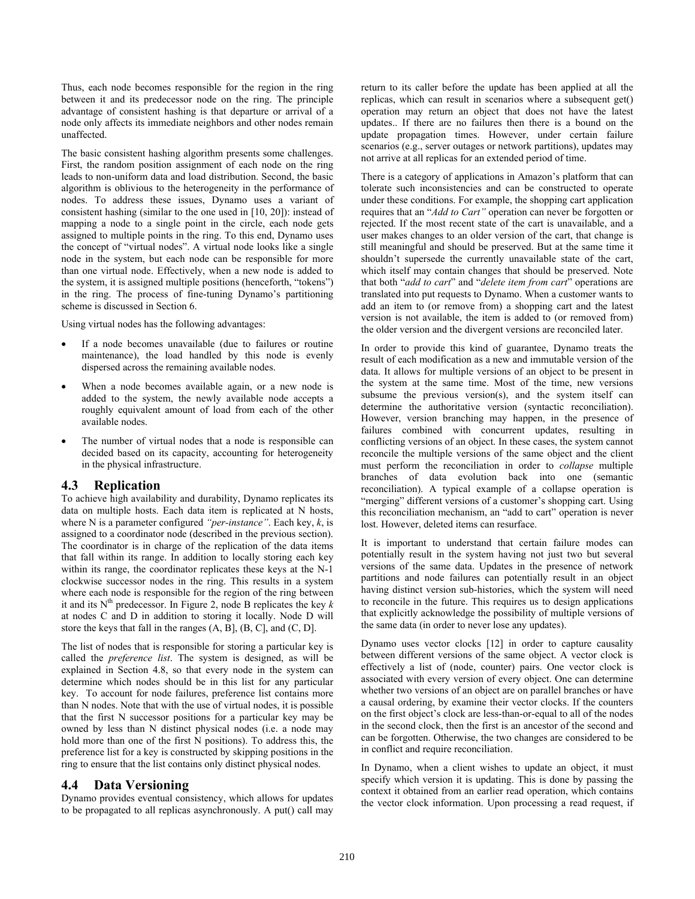Thus, each node becomes responsible for the region in the ring between it and its predecessor node on the ring. The principle advantage of consistent hashing is that departure or arrival of a node only affects its immediate neighbors and other nodes remain unaffected.

The basic consistent hashing algorithm presents some challenges. First, the random position assignment of each node on the ring leads to non-uniform data and load distribution. Second, the basic algorithm is oblivious to the heterogeneity in the performance of nodes. To address these issues, Dynamo uses a variant of consistent hashing (similar to the one used in [10, 20]): instead of mapping a node to a single point in the circle, each node gets assigned to multiple points in the ring. To this end, Dynamo uses the concept of "virtual nodes". A virtual node looks like a single node in the system, but each node can be responsible for more than one virtual node. Effectively, when a new node is added to the system, it is assigned multiple positions (henceforth, "tokens") in the ring. The process of fine-tuning Dynamo's partitioning scheme is discussed in Section 6.

Using virtual nodes has the following advantages:

- If a node becomes unavailable (due to failures or routine maintenance), the load handled by this node is evenly dispersed across the remaining available nodes.
- When a node becomes available again, or a new node is added to the system, the newly available node accepts a roughly equivalent amount of load from each of the other available nodes.
- The number of virtual nodes that a node is responsible can decided based on its capacity, accounting for heterogeneity in the physical infrastructure.

## 4.3 Replication

To achieve high availability and durability, Dynamo replicates its data on multiple hosts. Each data item is replicated at N hosts, where N is a parameter configured *"per-instance"*. Each key, *k*, is assigned to a coordinator node (described in the previous section). The coordinator is in charge of the replication of the data items that fall within its range. In addition to locally storing each key within its range, the coordinator replicates these keys at the N-1 clockwise successor nodes in the ring. This results in a system where each node is responsible for the region of the ring between it and its $N^{th}$ predecessor. In Figure 2, node B replicates the key *k* at nodes C and D in addition to storing it locally. Node D will store the keys that fall in the ranges (A, B], (B, C], and (C, D].

The list of nodes that is responsible for storing a particular key is called the *preference list*. The system is designed, as will be explained in Section 4.8, so that every node in the system can determine which nodes should be in this list for any particular key. To account for node failures, preference list contains more than N nodes. Note that with the use of virtual nodes, it is possible that the first N successor positions for a particular key may be owned by less than N distinct physical nodes (i.e. a node may hold more than one of the first N positions). To address this, the preference list for a key is constructed by skipping positions in the ring to ensure that the list contains only distinct physical nodes.

## 4.4 Data Versioning

Dynamo provides eventual consistency, which allows for updates to be propagated to all replicas asynchronously. A put() call may return to its caller before the update has been applied at all the replicas, which can result in scenarios where a subsequent get() operation may return an object that does not have the latest updates.. If there are no failures then there is a bound on the update propagation times. However, under certain failure scenarios (e.g., server outages or network partitions), updates may not arrive at all replicas for an extended period of time.

There is a category of applications in Amazon's platform that can tolerate such inconsistencies and can be constructed to operate under these conditions. For example, the shopping cart application requires that an "*Add to Cart"* operation can never be forgotten or rejected. If the most recent state of the cart is unavailable, and a user makes changes to an older version of the cart, that change is still meaningful and should be preserved. But at the same time it shouldn't supersede the currently unavailable state of the cart, which itself may contain changes that should be preserved. Note that both "*add to cart*" and "*delete item from cart*" operations are translated into put requests to Dynamo. When a customer wants to add an item to (or remove from) a shopping cart and the latest version is not available, the item is added to (or removed from) the older version and the divergent versions are reconciled later.

In order to provide this kind of guarantee, Dynamo treats the result of each modification as a new and immutable version of the data. It allows for multiple versions of an object to be present in the system at the same time. Most of the time, new versions subsume the previous version(s), and the system itself can determine the authoritative version (syntactic reconciliation). However, version branching may happen, in the presence of failures combined with concurrent updates, resulting in conflicting versions of an object. In these cases, the system cannot reconcile the multiple versions of the same object and the client must perform the reconciliation in order to *collapse* multiple branches of data evolution back into one (semantic reconciliation). A typical example of a collapse operation is "merging" different versions of a customer's shopping cart. Using this reconciliation mechanism, an "add to cart" operation is never lost. However, deleted items can resurface.

It is important to understand that certain failure modes can potentially result in the system having not just two but several versions of the same data. Updates in the presence of network partitions and node failures can potentially result in an object having distinct version sub-histories, which the system will need to reconcile in the future. This requires us to design applications that explicitly acknowledge the possibility of multiple versions of the same data (in order to never lose any updates).

Dynamo uses vector clocks [12] in order to capture causality between different versions of the same object. A vector clock is effectively a list of (node, counter) pairs. One vector clock is associated with every version of every object. One can determine whether two versions of an object are on parallel branches or have a causal ordering, by examine their vector clocks. If the counters on the first object's clock are less-than-or-equal to all of the nodes in the second clock, then the first is an ancestor of the second and can be forgotten. Otherwise, the two changes are considered to be in conflict and require reconciliation.

In Dynamo, when a client wishes to update an object, it must specify which version it is updating. This is done by passing the context it obtained from an earlier read operation, which contains the vector clock information. Upon processing a read request, if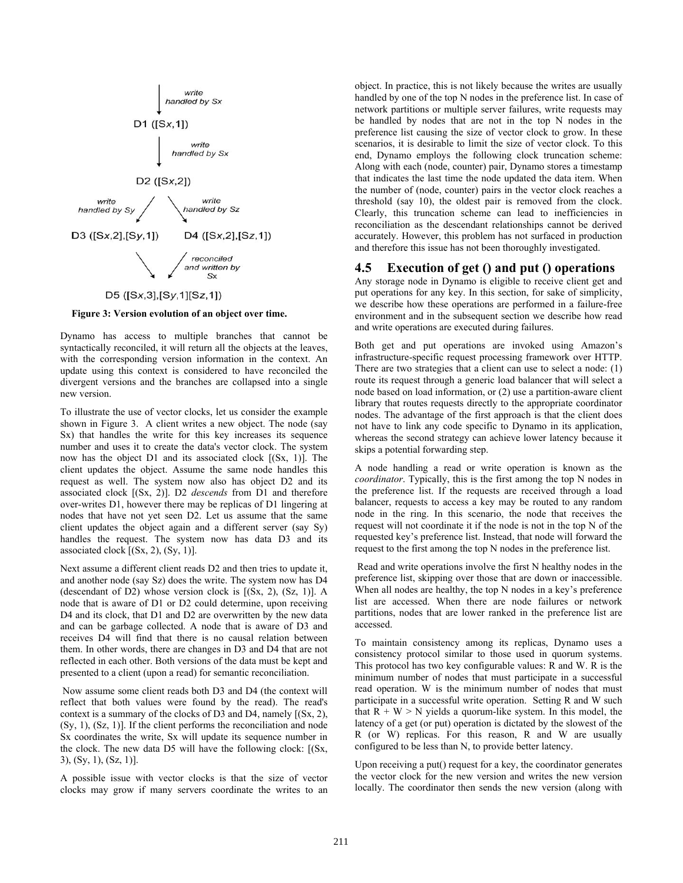write handled by Sx

D1 ([Sx,1])

write handled by Sx

D2 ([Sx,2])

write handled by Sy

write handled by Sz

D3 ([Sx,2],[Sy,1])

D4 ([Sx,2],[Sz,1])

reconciled and written by Sx

D5 ([Sx,3],[Sy,1][Sz,1])

**Figure 3: Version evolution of an object over time.**

Dynamo has access to multiple branches that cannot be syntactically reconciled, it will return all the objects at the leaves, with the corresponding version information in the context. An update using this context is considered to have reconciled the divergent versions and the branches are collapsed into a single new version.

To illustrate the use of vector clocks, let us consider the example shown in Figure 3. A client writes a new object. The node (say Sx) that handles the write for this key increases its sequence number and uses it to create the data's vector clock. The system now has the object D1 and its associated clock [(Sx, 1)]. The client updates the object. Assume the same node handles this request as well. The system now also has object D2 and its associated clock [(Sx, 2)]. D2 *descends* from D1 and therefore over-writes D1, however there may be replicas of D1 lingering at nodes that have not yet seen D2. Let us assume that the same client updates the object again and a different server (say Sy) handles the request. The system now has data D3 and its associated clock [(Sx, 2), (Sy, 1)].

Next assume a different client reads D2 and then tries to update it, and another node (say Sz) does the write. The system now has D4 (descendant of D2) whose version clock is [(Sx, 2), (Sz, 1)]. A node that is aware of D1 or D2 could determine, upon receiving D4 and its clock, that D1 and D2 are overwritten by the new data and can be garbage collected. A node that is aware of D3 and receives D4 will find that there is no causal relation between them. In other words, there are changes in D3 and D4 that are not reflected in each other. Both versions of the data must be kept and presented to a client (upon a read) for semantic reconciliation.

Now assume some client reads both D3 and D4 (the context will reflect that both values were found by the read). The read's context is a summary of the clocks of D3 and D4, namely [(Sx, 2), (Sy, 1), (Sz, 1)]. If the client performs the reconciliation and node Sx coordinates the write, Sx will update its sequence number in the clock. The new data D5 will have the following clock: [(Sx, 3), (Sy, 1), (Sz, 1)].

A possible issue with vector clocks is that the size of vector clocks may grow if many servers coordinate the writes to an object. In practice, this is not likely because the writes are usually handled by one of the top N nodes in the preference list. In case of network partitions or multiple server failures, write requests may be handled by nodes that are not in the top N nodes in the preference list causing the size of vector clock to grow. In these scenarios, it is desirable to limit the size of vector clock. To this end, Dynamo employs the following clock truncation scheme: Along with each (node, counter) pair, Dynamo stores a timestamp that indicates the last time the node updated the data item. When the number of (node, counter) pairs in the vector clock reaches a threshold (say 10), the oldest pair is removed from the clock. Clearly, this truncation scheme can lead to inefficiencies in reconciliation as the descendant relationships cannot be derived accurately. However, this problem has not surfaced in production and therefore this issue has not been thoroughly investigated.

## 4.5 Execution of get () and put () operations

Any storage node in Dynamo is eligible to receive client get and put operations for any key. In this section, for sake of simplicity, we describe how these operations are performed in a failure-free environment and in the subsequent section we describe how read and write operations are executed during failures.

Both get and put operations are invoked using Amazon's infrastructure-specific request processing framework over HTTP. There are two strategies that a client can use to select a node: (1) route its request through a generic load balancer that will select a node based on load information, or (2) use a partition-aware client library that routes requests directly to the appropriate coordinator nodes. The advantage of the first approach is that the client does not have to link any code specific to Dynamo in its application, whereas the second strategy can achieve lower latency because it skips a potential forwarding step.

A node handling a read or write operation is known as the *coordinator*. Typically, this is the first among the top N nodes in the preference list. If the requests are received through a load balancer, requests to access a key may be routed to any random node in the ring. In this scenario, the node that receives the request will not coordinate it if the node is not in the top N of the requested key's preference list. Instead, that node will forward the request to the first among the top N nodes in the preference list.

Read and write operations involve the first N healthy nodes in the preference list, skipping over those that are down or inaccessible. When all nodes are healthy, the top N nodes in a key's preference list are accessed. When there are node failures or network partitions, nodes that are lower ranked in the preference list are accessed.

To maintain consistency among its replicas, Dynamo uses a consistency protocol similar to those used in quorum systems. This protocol has two key configurable values: R and W. R is the minimum number of nodes that must participate in a successful read operation. W is the minimum number of nodes that must participate in a successful write operation. Setting R and W such that $R + W > N$ yields a quorum-like system. In this model, the latency of a get (or put) operation is dictated by the slowest of the R (or W) replicas. For this reason, R and W are usually configured to be less than N, to provide better latency.

Upon receiving a put() request for a key, the coordinator generates the vector clock for the new version and writes the new version locally. The coordinator then sends the new version (along with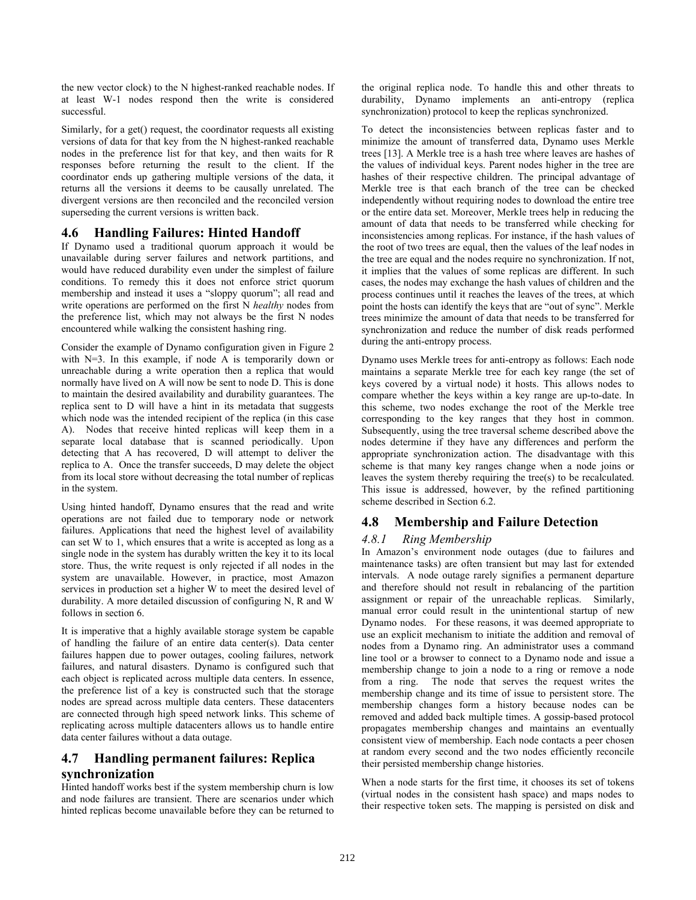the new vector clock) to the N highest-ranked reachable nodes. If at least W-1 nodes respond then the write is considered successful.

Similarly, for a get() request, the coordinator requests all existing versions of data for that key from the N highest-ranked reachable nodes in the preference list for that key, and then waits for R responses before returning the result to the client. If the coordinator ends up gathering multiple versions of the data, it returns all the versions it deems to be causally unrelated. The divergent versions are then reconciled and the reconciled version superseding the current versions is written back.

## 4.6 Handling Failures: Hinted Handoff

If Dynamo used a traditional quorum approach it would be unavailable during server failures and network partitions, and would have reduced durability even under the simplest of failure conditions. To remedy this it does not enforce strict quorum membership and instead it uses a "sloppy quorum"; all read and write operations are performed on the first N *healthy* nodes from the preference list, which may not always be the first N nodes encountered while walking the consistent hashing ring.

Consider the example of Dynamo configuration given in Figure 2 with N=3. In this example, if node A is temporarily down or unreachable during a write operation then a replica that would normally have lived on A will now be sent to node D. This is done to maintain the desired availability and durability guarantees. The replica sent to D will have a hint in its metadata that suggests which node was the intended recipient of the replica (in this case A). Nodes that receive hinted replicas will keep them in a separate local database that is scanned periodically. Upon detecting that A has recovered, D will attempt to deliver the replica to A. Once the transfer succeeds, D may delete the object from its local store without decreasing the total number of replicas in the system.

Using hinted handoff, Dynamo ensures that the read and write operations are not failed due to temporary node or network failures. Applications that need the highest level of availability can set W to 1, which ensures that a write is accepted as long as a single node in the system has durably written the key it to its local store. Thus, the write request is only rejected if all nodes in the system are unavailable. However, in practice, most Amazon services in production set a higher W to meet the desired level of durability. A more detailed discussion of configuring N, R and W follows in section 6.

It is imperative that a highly available storage system be capable of handling the failure of an entire data center(s). Data center failures happen due to power outages, cooling failures, network failures, and natural disasters. Dynamo is configured such that each object is replicated across multiple data centers. In essence, the preference list of a key is constructed such that the storage nodes are spread across multiple data centers. These datacenters are connected through high speed network links. This scheme of replicating across multiple datacenters allows us to handle entire data center failures without a data outage.

## 4.7 Handling permanent failures: Replica synchronization

Hinted handoff works best if the system membership churn is low and node failures are transient. There are scenarios under which hinted replicas become unavailable before they can be returned to the original replica node. To handle this and other threats to durability, Dynamo implements an anti-entropy (replica synchronization) protocol to keep the replicas synchronized.

To detect the inconsistencies between replicas faster and to minimize the amount of transferred data, Dynamo uses Merkle trees [13]. A Merkle tree is a hash tree where leaves are hashes of the values of individual keys. Parent nodes higher in the tree are hashes of their respective children. The principal advantage of Merkle tree is that each branch of the tree can be checked independently without requiring nodes to download the entire tree or the entire data set. Moreover, Merkle trees help in reducing the amount of data that needs to be transferred while checking for inconsistencies among replicas. For instance, if the hash values of the root of two trees are equal, then the values of the leaf nodes in the tree are equal and the nodes require no synchronization. If not, it implies that the values of some replicas are different. In such cases, the nodes may exchange the hash values of children and the process continues until it reaches the leaves of the trees, at which point the hosts can identify the keys that are "out of sync". Merkle trees minimize the amount of data that needs to be transferred for synchronization and reduce the number of disk reads performed during the anti-entropy process.

Dynamo uses Merkle trees for anti-entropy as follows: Each node maintains a separate Merkle tree for each key range (the set of keys covered by a virtual node) it hosts. This allows nodes to compare whether the keys within a key range are up-to-date. In this scheme, two nodes exchange the root of the Merkle tree corresponding to the key ranges that they host in common. Subsequently, using the tree traversal scheme described above the nodes determine if they have any differences and perform the appropriate synchronization action. The disadvantage with this scheme is that many key ranges change when a node joins or leaves the system thereby requiring the tree(s) to be recalculated. This issue is addressed, however, by the refined partitioning scheme described in Section 6.2.

## 4.8 Membership and Failure Detection

### *4.8.1 Ring Membership*

In Amazon's environment node outages (due to failures and maintenance tasks) are often transient but may last for extended intervals. A node outage rarely signifies a permanent departure and therefore should not result in rebalancing of the partition assignment or repair of the unreachable replicas. Similarly, manual error could result in the unintentional startup of new Dynamo nodes. For these reasons, it was deemed appropriate to use an explicit mechanism to initiate the addition and removal of nodes from a Dynamo ring. An administrator uses a command line tool or a browser to connect to a Dynamo node and issue a membership change to join a node to a ring or remove a node from a ring. The node that serves the request writes the membership change and its time of issue to persistent store. The membership changes form a history because nodes can be removed and added back multiple times. A gossip-based protocol propagates membership changes and maintains an eventually consistent view of membership. Each node contacts a peer chosen at random every second and the two nodes efficiently reconcile their persisted membership change histories.

When a node starts for the first time, it chooses its set of tokens (virtual nodes in the consistent hash space) and maps nodes to their respective token sets. The mapping is persisted on disk and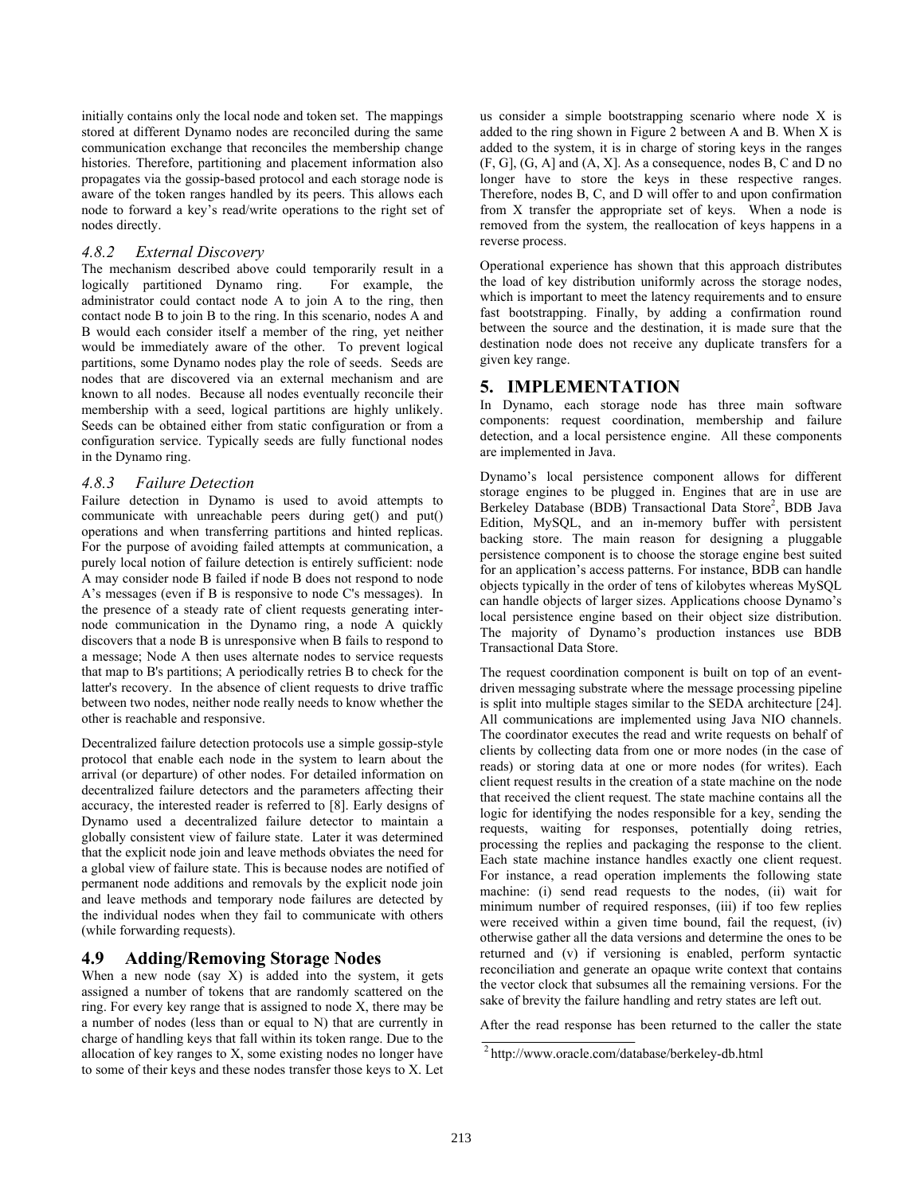initially contains only the local node and token set. The mappings stored at different Dynamo nodes are reconciled during the same communication exchange that reconciles the membership change histories. Therefore, partitioning and placement information also propagates via the gossip-based protocol and each storage node is aware of the token ranges handled by its peers. This allows each node to forward a key's read/write operations to the right set of nodes directly.

### *4.8.2 External Discovery*

The mechanism described above could temporarily result in a logically partitioned Dynamo ring. For example, the administrator could contact node A to join A to the ring, then contact node B to join B to the ring. In this scenario, nodes A and B would each consider itself a member of the ring, yet neither would be immediately aware of the other. To prevent logical partitions, some Dynamo nodes play the role of seeds. Seeds are nodes that are discovered via an external mechanism and are known to all nodes. Because all nodes eventually reconcile their membership with a seed, logical partitions are highly unlikely. Seeds can be obtained either from static configuration or from a configuration service. Typically seeds are fully functional nodes in the Dynamo ring.

### *4.8.3 Failure Detection*

Failure detection in Dynamo is used to avoid attempts to communicate with unreachable peers during get() and put() operations and when transferring partitions and hinted replicas. For the purpose of avoiding failed attempts at communication, a purely local notion of failure detection is entirely sufficient: node A may consider node B failed if node B does not respond to node A's messages (even if B is responsive to node C's messages). In the presence of a steady rate of client requests generating inter-node communication in the Dynamo ring, a node A quickly discovers that a node B is unresponsive when B fails to respond to a message; Node A then uses alternate nodes to service requests that map to B's partitions; A periodically retries B to check for the latter's recovery. In the absence of client requests to drive traffic between two nodes, neither node really needs to know whether the other is reachable and responsive.

Decentralized failure detection protocols use a simple gossip-style protocol that enable each node in the system to learn about the arrival (or departure) of other nodes. For detailed information on decentralized failure detectors and the parameters affecting their accuracy, the interested reader is referred to [8]. Early designs of Dynamo used a decentralized failure detector to maintain a globally consistent view of failure state. Later it was determined that the explicit node join and leave methods obviates the need for a global view of failure state. This is because nodes are notified of permanent node additions and removals by the explicit node join and leave methods and temporary node failures are detected by the individual nodes when they fail to communicate with others (while forwarding requests).

## 4.9 Adding/Removing Storage Nodes

When a new node (say X) is added into the system, it gets assigned a number of tokens that are randomly scattered on the ring. For every key range that is assigned to node X, there may be a number of nodes (less than or equal to N) that are currently in charge of handling keys that fall within its token range. Due to the allocation of key ranges to X, some existing nodes no longer have to some of their keys and these nodes transfer those keys to X. Let us consider a simple bootstrapping scenario where node X is added to the ring shown in Figure 2 between A and B. When X is added to the system, it is in charge of storing keys in the ranges (F, G], (G, A] and (A, X]. As a consequence, nodes B, C and D no longer have to store the keys in these respective ranges. Therefore, nodes B, C, and D will offer to and upon confirmation from X transfer the appropriate set of keys. When a node is removed from the system, the reallocation of keys happens in a reverse process.

Operational experience has shown that this approach distributes the load of key distribution uniformly across the storage nodes, which is important to meet the latency requirements and to ensure fast bootstrapping. Finally, by adding a confirmation round between the source and the destination, it is made sure that the destination node does not receive any duplicate transfers for a given key range.

# 5. IMPLEMENTATION

In Dynamo, each storage node has three main software components: request coordination, membership and failure detection, and a local persistence engine. All these components are implemented in Java.

Dynamo's local persistence component allows for different storage engines to be plugged in. Engines that are in use are Berkeley Database (BDB) Transactional Data Store[2], BDB Java Edition, MySQL, and an in-memory buffer with persistent backing store. The main reason for designing a pluggable persistence component is to choose the storage engine best suited for an application's access patterns. For instance, BDB can handle objects typically in the order of tens of kilobytes whereas MySQL can handle objects of larger sizes. Applications choose Dynamo's local persistence engine based on their object size distribution. The majority of Dynamo's production instances use BDB Transactional Data Store.

The request coordination component is built on top of an event-driven messaging substrate where the message processing pipeline is split into multiple stages similar to the SEDA architecture [24]. All communications are implemented using Java NIO channels. The coordinator executes the read and write requests on behalf of clients by collecting data from one or more nodes (in the case of reads) or storing data at one or more nodes (for writes). Each client request results in the creation of a state machine on the node that received the client request. The state machine contains all the logic for identifying the nodes responsible for a key, sending the requests, waiting for responses, potentially doing retries, processing the replies and packaging the response to the client. Each state machine instance handles exactly one client request. For instance, a read operation implements the following state machine: (i) send read requests to the nodes, (ii) wait for minimum number of required responses, (iii) if too few replies were received within a given time bound, fail the request, (iv) otherwise gather all the data versions and determine the ones to be returned and (v) if versioning is enabled, perform syntactic reconciliation and generate an opaque write context that contains the vector clock that subsumes all the remaining versions. For the sake of brevity the failure handling and retry states are left out.

After the read response has been returned to the caller the state

[2] http://www.oracle.com/database/berkeley-db.html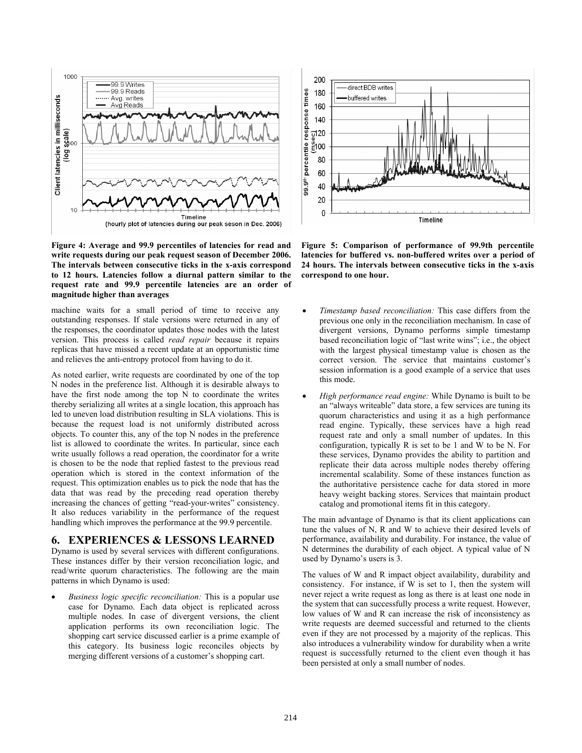1000

99.9 Writes
99.9 Reads
Avg. writes
Avg Reads

Client latencies in milliseconds (log scale)

100

10

Timeline
(hourly plot of latencies during our peak seson in Dec. 2006)

**Figure 4: Average and 99.9 percentiles of latencies for read and write requests during our peak request season of December 2006. The intervals between consecutive ticks in the x-axis correspond to 12 hours. Latencies follow a diurnal pattern similar to the request rate and 99.9 percentile latencies are an order of magnitude higher than averages**

200
180
160
140
120
100
80
60
40
20
0

direct BDB writes
buffered writes

99.9th percentile response times (msec)

Timeline

**Figure 5: Comparison of performance of 99.9th percentile latencies for buffered vs. non-buffered writes over a period of 24 hours. The intervals between consecutive ticks in the x-axis correspond to one hour.**

machine waits for a small period of time to receive any outstanding responses. If stale versions were returned in any of the responses, the coordinator updates those nodes with the latest version. This process is called *read repair* because it repairs replicas that have missed a recent update at an opportunistic time and relieves the anti-entropy protocol from having to do it.

As noted earlier, write requests are coordinated by one of the top N nodes in the preference list. Although it is desirable always to have the first node among the top N to coordinate the writes thereby serializing all writes at a single location, this approach has led to uneven load distribution resulting in SLA violations. This is because the request load is not uniformly distributed across objects. To counter this, any of the top N nodes in the preference list is allowed to coordinate the writes. In particular, since each write usually follows a read operation, the coordinator for a write is chosen to be the node that replied fastest to the previous read operation which is stored in the context information of the request. This optimization enables us to pick the node that has the data that was read by the preceding read operation thereby increasing the chances of getting "read-your-writes" consistency. It also reduces variability in the performance of the request handling which improves the performance at the 99.9 percentile.

## 6. EXPERIENCES & LESSONS LEARNED

Dynamo is used by several services with different configurations. These instances differ by their version reconciliation logic, and read/write quorum characteristics. The following are the main patterns in which Dynamo is used:

- *Business logic specific reconciliation:* This is a popular use case for Dynamo. Each data object is replicated across multiple nodes. In case of divergent versions, the client application performs its own reconciliation logic. The shopping cart service discussed earlier is a prime example of this category. Its business logic reconciles objects by merging different versions of a customer's shopping cart.
- *Timestamp based reconciliation:* This case differs from the previous one only in the reconciliation mechanism. In case of divergent versions, Dynamo performs simple timestamp based reconciliation logic of "last write wins"; i.e., the object with the largest physical timestamp value is chosen as the correct version. The service that maintains customer's session information is a good example of a service that uses this mode.
- *High performance read engine:* While Dynamo is built to be an "always writeable" data store, a few services are tuning its quorum characteristics and using it as a high performance read engine. Typically, these services have a high read request rate and only a small number of updates. In this configuration, typically R is set to be 1 and W to be N. For these services, Dynamo provides the ability to partition and replicate their data across multiple nodes thereby offering incremental scalability. Some of these instances function as the authoritative persistence cache for data stored in more heavy weight backing stores. Services that maintain product catalog and promotional items fit in this category.

The main advantage of Dynamo is that its client applications can tune the values of N, R and W to achieve their desired levels of performance, availability and durability. For instance, the value of N determines the durability of each object. A typical value of N used by Dynamo's users is 3.

The values of W and R impact object availability, durability and consistency. For instance, if W is set to 1, then the system will never reject a write request as long as there is at least one node in the system that can successfully process a write request. However, low values of W and R can increase the risk of inconsistency as write requests are deemed successful and returned to the clients even if they are not processed by a majority of the replicas. This also introduces a vulnerability window for durability when a write request is successfully returned to the client even though it has been persisted at only a small number of nodes.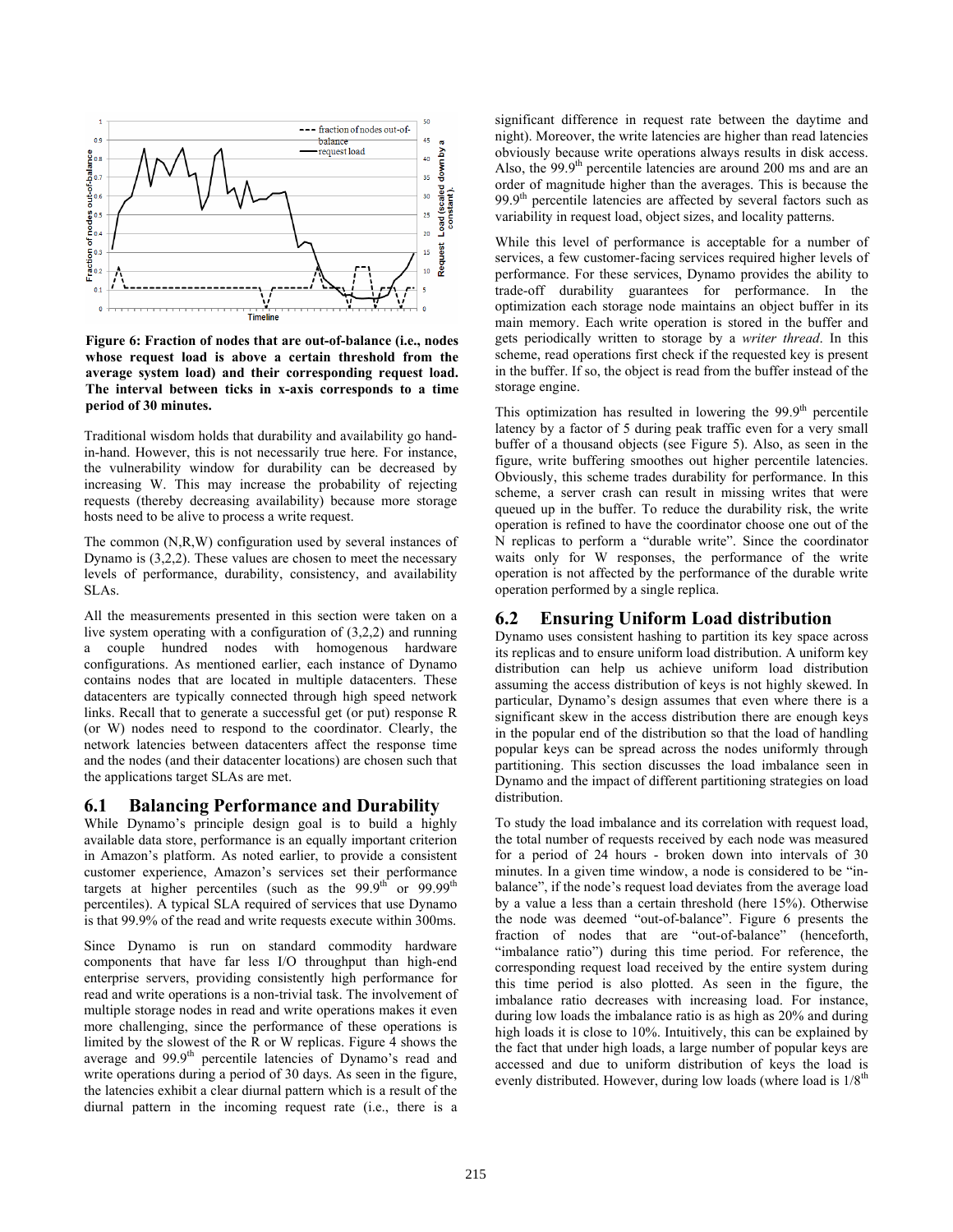1
0.9
0.8
0.7
0.6
0.5
0.4
0.3
0.2
0.1
0

Fraction of nodes out-of-balance

Timeline

50
45
40
35
30
25
20
15
10
5
0

Request Load (scaled down by a constant).

fraction of nodes out-of-balance
request load

**Figure 6: Fraction of nodes that are out-of-balance (i.e., nodes whose request load is above a certain threshold from the average system load) and their corresponding request load. The interval between ticks in x-axis corresponds to a time period of 30 minutes.**

Traditional wisdom holds that durability and availability go hand-in-hand. However, this is not necessarily true here. For instance, the vulnerability window for durability can be decreased by increasing W. This may increase the probability of rejecting requests (thereby decreasing availability) because more storage hosts need to be alive to process a write request.

The common (N,R,W) configuration used by several instances of Dynamo is (3,2,2). These values are chosen to meet the necessary levels of performance, durability, consistency, and availability SLAs.

All the measurements presented in this section were taken on a live system operating with a configuration of (3,2,2) and running a couple hundred nodes with homogenous hardware configurations. As mentioned earlier, each instance of Dynamo contains nodes that are located in multiple datacenters. These datacenters are typically connected through high speed network links. Recall that to generate a successful get (or put) response R (or W) nodes need to respond to the coordinator. Clearly, the network latencies between datacenters affect the response time and the nodes (and their datacenter locations) are chosen such that the applications target SLAs are met.

## 6.1 Balancing Performance and Durability

While Dynamo's principle design goal is to build a highly available data store, performance is an equally important criterion in Amazon's platform. As noted earlier, to provide a consistent customer experience, Amazon's services set their performance targets at higher percentiles (such as the 99.9th or 99.99th percentiles). A typical SLA required of services that use Dynamo is that 99.9% of the read and write requests execute within 300ms.

Since Dynamo is run on standard commodity hardware components that have far less I/O throughput than high-end enterprise servers, providing consistently high performance for read and write operations is a non-trivial task. The involvement of multiple storage nodes in read and write operations makes it even more challenging, since the performance of these operations is limited by the slowest of the R or W replicas. Figure 4 shows the average and 99.9th percentile latencies of Dynamo's read and write operations during a period of 30 days. As seen in the figure, the latencies exhibit a clear diurnal pattern which is a result of the diurnal pattern in the incoming request rate (i.e., there is a significant difference in request rate between the daytime and night). Moreover, the write latencies are higher than read latencies obviously because write operations always results in disk access. Also, the 99.9th percentile latencies are around 200 ms and are an order of magnitude higher than the averages. This is because the 99.9th percentile latencies are affected by several factors such as variability in request load, object sizes, and locality patterns.

While this level of performance is acceptable for a number of services, a few customer-facing services required higher levels of performance. For these services, Dynamo provides the ability to trade-off durability guarantees for performance. In the optimization each storage node maintains an object buffer in its main memory. Each write operation is stored in the buffer and gets periodically written to storage by a *writer thread*. In this scheme, read operations first check if the requested key is present in the buffer. If so, the object is read from the buffer instead of the storage engine.

This optimization has resulted in lowering the 99.9th percentile latency by a factor of 5 during peak traffic even for a very small buffer of a thousand objects (see Figure 5). Also, as seen in the figure, write buffering smoothes out higher percentile latencies. Obviously, this scheme trades durability for performance. In this scheme, a server crash can result in missing writes that were queued up in the buffer. To reduce the durability risk, the write operation is refined to have the coordinator choose one out of the N replicas to perform a "durable write". Since the coordinator waits only for W responses, the performance of the write operation is not affected by the performance of the durable write operation performed by a single replica.

## 6.2 Ensuring Uniform Load distribution

Dynamo uses consistent hashing to partition its key space across its replicas and to ensure uniform load distribution. A uniform key distribution can help us achieve uniform load distribution assuming the access distribution of keys is not highly skewed. In particular, Dynamo's design assumes that even where there is a significant skew in the access distribution there are enough keys in the popular end of the distribution so that the load of handling popular keys can be spread across the nodes uniformly through partitioning. This section discusses the load imbalance seen in Dynamo and the impact of different partitioning strategies on load distribution.

To study the load imbalance and its correlation with request load, the total number of requests received by each node was measured for a period of 24 hours - broken down into intervals of 30 minutes. In a given time window, a node is considered to be "in-balance", if the node's request load deviates from the average load by a value a less than a certain threshold (here 15%). Otherwise the node was deemed "out-of-balance". Figure 6 presents the fraction of nodes that are "out-of-balance" (henceforth, "imbalance ratio") during this time period. For reference, the corresponding request load received by the entire system during this time period is also plotted. As seen in the figure, the imbalance ratio decreases with increasing load. For instance, during low loads the imbalance ratio is as high as 20% and during high loads it is close to 10%. Intuitively, this can be explained by the fact that under high loads, a large number of popular keys are accessed and due to uniform distribution of keys the load is evenly distributed. However, during low loads (where load is 1/8th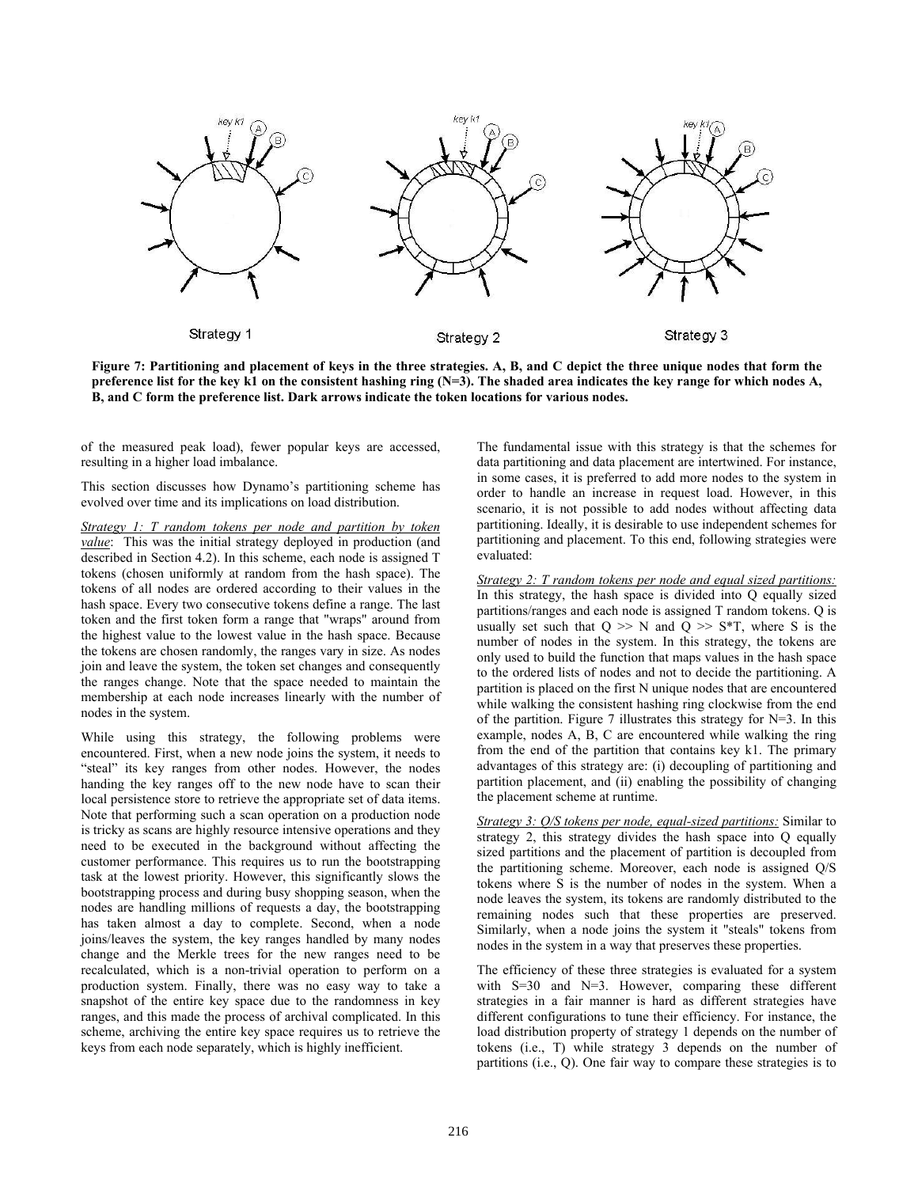Strategy 1

Strategy 2

Strategy 3

**Figure 7: Partitioning and placement of keys in the three strategies. A, B, and C depict the three unique nodes that form the preference list for the key k1 on the consistent hashing ring (N=3). The shaded area indicates the key range for which nodes A, B, and C form the preference list. Dark arrows indicate the token locations for various nodes.**

of the measured peak load), fewer popular keys are accessed, resulting in a higher load imbalance.

This section discusses how Dynamo's partitioning scheme has evolved over time and its implications on load distribution.

*Strategy 1: T random tokens per node and partition by token value*: This was the initial strategy deployed in production (and described in Section 4.2). In this scheme, each node is assigned T tokens (chosen uniformly at random from the hash space). The tokens of all nodes are ordered according to their values in the hash space. Every two consecutive tokens define a range. The last token and the first token form a range that "wraps" around from the highest value to the lowest value in the hash space. Because the tokens are chosen randomly, the ranges vary in size. As nodes join and leave the system, the token set changes and consequently the ranges change. Note that the space needed to maintain the membership at each node increases linearly with the number of nodes in the system.

While using this strategy, the following problems were encountered. First, when a new node joins the system, it needs to "steal" its key ranges from other nodes. However, the nodes handing the key ranges off to the new node have to scan their local persistence store to retrieve the appropriate set of data items. Note that performing such a scan operation on a production node is tricky as scans are highly resource intensive operations and they need to be executed in the background without affecting the customer performance. This requires us to run the bootstrapping task at the lowest priority. However, this significantly slows the bootstrapping process and during busy shopping season, when the nodes are handling millions of requests a day, the bootstrapping has taken almost a day to complete. Second, when a node joins/leaves the system, the key ranges handled by many nodes change and the Merkle trees for the new ranges need to be recalculated, which is a non-trivial operation to perform on a production system. Finally, there was no easy way to take a snapshot of the entire key space due to the randomness in key ranges, and this made the process of archival complicated. In this scheme, archiving the entire key space requires us to retrieve the keys from each node separately, which is highly inefficient.

The fundamental issue with this strategy is that the schemes for data partitioning and data placement are intertwined. For instance, in some cases, it is preferred to add more nodes to the system in order to handle an increase in request load. However, in this scenario, it is not possible to add nodes without affecting data partitioning. Ideally, it is desirable to use independent schemes for partitioning and placement. To this end, following strategies were evaluated:

*Strategy 2: T random tokens per node and equal sized partitions:* In this strategy, the hash space is divided into Q equally sized partitions/ranges and each node is assigned T random tokens. Q is usually set such that $Q >> N$ and $Q >> S*T$, where S is the number of nodes in the system. In this strategy, the tokens are only used to build the function that maps values in the hash space to the ordered lists of nodes and not to decide the partitioning. A partition is placed on the first N unique nodes that are encountered while walking the consistent hashing ring clockwise from the end of the partition. Figure 7 illustrates this strategy for N=3. In this example, nodes A, B, C are encountered while walking the ring from the end of the partition that contains key k1. The primary advantages of this strategy are: (i) decoupling of partitioning and partition placement, and (ii) enabling the possibility of changing the placement scheme at runtime.

*Strategy 3: Q/S tokens per node, equal-sized partitions:* Similar to strategy 2, this strategy divides the hash space into Q equally sized partitions and the placement of partition is decoupled from the partitioning scheme. Moreover, each node is assigned Q/S tokens where S is the number of nodes in the system. When a node leaves the system, its tokens are randomly distributed to the remaining nodes such that these properties are preserved. Similarly, when a node joins the system it "steals" tokens from nodes in the system in a way that preserves these properties.

The efficiency of these three strategies is evaluated for a system with S=30 and N=3. However, comparing these different strategies in a fair manner is hard as different strategies have different configurations to tune their efficiency. For instance, the load distribution property of strategy 1 depends on the number of tokens (i.e., T) while strategy 3 depends on the number of partitions (i.e., Q). One fair way to compare these strategies is to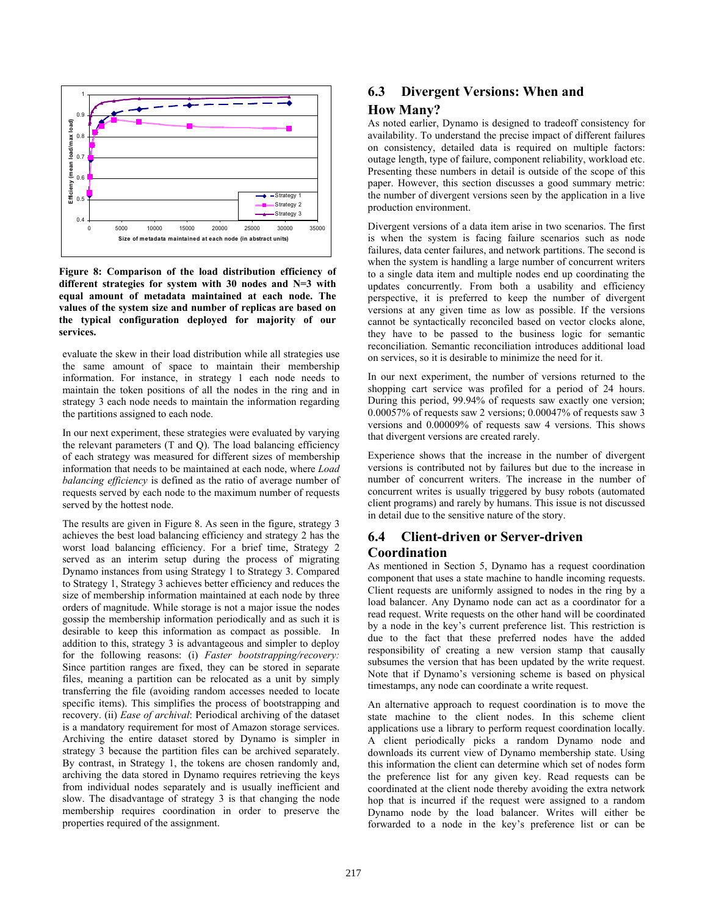**Figure 8: Comparison of the load distribution efficiency of different strategies for system with 30 nodes and N=3 with equal amount of metadata maintained at each node. The values of the system size and number of replicas are based on the typical configuration deployed for majority of our services.**

evaluate the skew in their load distribution while all strategies use the same amount of space to maintain their membership information. For instance, in strategy 1 each node needs to maintain the token positions of all the nodes in the ring and in strategy 3 each node needs to maintain the information regarding the partitions assigned to each node.

In our next experiment, these strategies were evaluated by varying the relevant parameters (T and Q). The load balancing efficiency of each strategy was measured for different sizes of membership information that needs to be maintained at each node, where *Load balancing efficiency* is defined as the ratio of average number of requests served by each node to the maximum number of requests served by the hottest node.

The results are given in Figure 8. As seen in the figure, strategy 3 achieves the best load balancing efficiency and strategy 2 has the worst load balancing efficiency. For a brief time, Strategy 2 served as an interim setup during the process of migrating Dynamo instances from using Strategy 1 to Strategy 3. Compared to Strategy 1, Strategy 3 achieves better efficiency and reduces the size of membership information maintained at each node by three orders of magnitude. While storage is not a major issue the nodes gossip the membership information periodically and as such it is desirable to keep this information as compact as possible. In addition to this, strategy 3 is advantageous and simpler to deploy for the following reasons: (i) *Faster bootstrapping/recovery:* Since partition ranges are fixed, they can be stored in separate files, meaning a partition can be relocated as a unit by simply transferring the file (avoiding random accesses needed to locate specific items). This simplifies the process of bootstrapping and recovery. (ii) *Ease of archival*: Periodical archiving of the dataset is a mandatory requirement for most of Amazon storage services. Archiving the entire dataset stored by Dynamo is simpler in strategy 3 because the partition files can be archived separately. By contrast, in Strategy 1, the tokens are chosen randomly and, archiving the data stored in Dynamo requires retrieving the keys from individual nodes separately and is usually inefficient and slow. The disadvantage of strategy 3 is that changing the node membership requires coordination in order to preserve the properties required of the assignment.

## 6.3 Divergent Versions: When and How Many?

As noted earlier, Dynamo is designed to tradeoff consistency for availability. To understand the precise impact of different failures on consistency, detailed data is required on multiple factors: outage length, type of failure, component reliability, workload etc. Presenting these numbers in detail is outside of the scope of this paper. However, this section discusses a good summary metric: the number of divergent versions seen by the application in a live production environment.

Divergent versions of a data item arise in two scenarios. The first is when the system is facing failure scenarios such as node failures, data center failures, and network partitions. The second is when the system is handling a large number of concurrent writers to a single data item and multiple nodes end up coordinating the updates concurrently. From both a usability and efficiency perspective, it is preferred to keep the number of divergent versions at any given time as low as possible. If the versions cannot be syntactically reconciled based on vector clocks alone, they have to be passed to the business logic for semantic reconciliation. Semantic reconciliation introduces additional load on services, so it is desirable to minimize the need for it.

In our next experiment, the number of versions returned to the shopping cart service was profiled for a period of 24 hours. During this period, 99.94% of requests saw exactly one version; 0.00057% of requests saw 2 versions; 0.00047% of requests saw 3 versions and 0.00009% of requests saw 4 versions. This shows that divergent versions are created rarely.

Experience shows that the increase in the number of divergent versions is contributed not by failures but due to the increase in number of concurrent writers. The increase in the number of concurrent writes is usually triggered by busy robots (automated client programs) and rarely by humans. This issue is not discussed in detail due to the sensitive nature of the story.

## 6.4 Client-driven or Server-driven Coordination

As mentioned in Section 5, Dynamo has a request coordination component that uses a state machine to handle incoming requests. Client requests are uniformly assigned to nodes in the ring by a load balancer. Any Dynamo node can act as a coordinator for a read request. Write requests on the other hand will be coordinated by a node in the key's current preference list. This restriction is due to the fact that these preferred nodes have the added responsibility of creating a new version stamp that causally subsumes the version that has been updated by the write request. Note that if Dynamo's versioning scheme is based on physical timestamps, any node can coordinate a write request.

An alternative approach to request coordination is to move the state machine to the client nodes. In this scheme client applications use a library to perform request coordination locally. A client periodically picks a random Dynamo node and downloads its current view of Dynamo membership state. Using this information the client can determine which set of nodes form the preference list for any given key. Read requests can be coordinated at the client node thereby avoiding the extra network hop that is incurred if the request were assigned to a random Dynamo node by the load balancer. Writes will either be forwarded to a node in the key's preference list or can be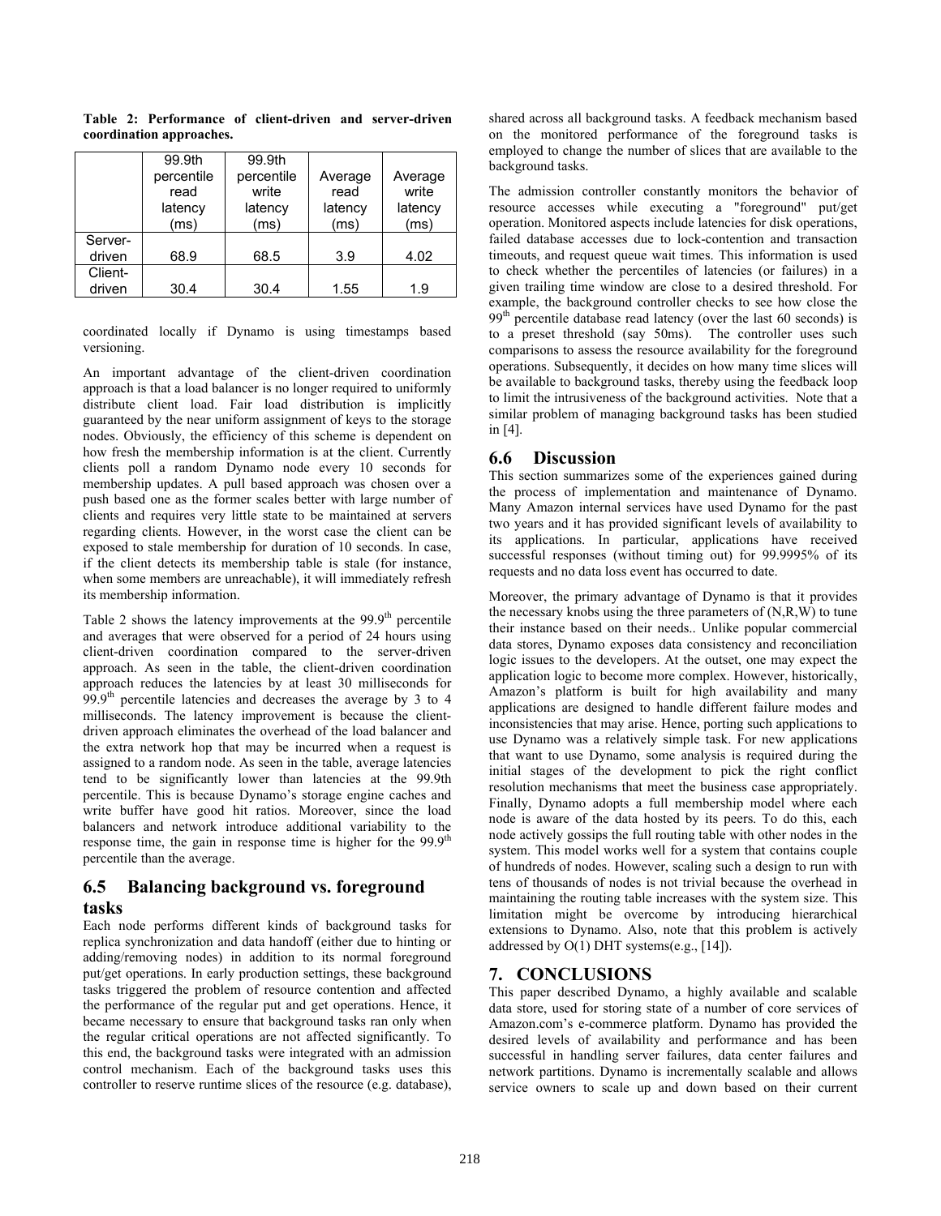**Table 2: Performance of client-driven and server-driven coordination approaches.**

| | 99.9th percentile read latency (ms) | 99.9th percentile write latency (ms) | Average read latency (ms) | Average write latency (ms) |
|---|---|---|---|---|
| Server-driven | 68.9 | 68.5 | 3.9 | 4.02 |
| Client-driven | 30.4 | 30.4 | 1.55 | 1.9 |

coordinated locally if Dynamo is using timestamps based versioning.

An important advantage of the client-driven coordination approach is that a load balancer is no longer required to uniformly distribute client load. Fair load distribution is implicitly guaranteed by the near uniform assignment of keys to the storage nodes. Obviously, the efficiency of this scheme is dependent on how fresh the membership information is at the client. Currently clients poll a random Dynamo node every 10 seconds for membership updates. A pull based approach was chosen over a push based one as the former scales better with large number of clients and requires very little state to be maintained at servers regarding clients. However, in the worst case the client can be exposed to stale membership for duration of 10 seconds. In case, if the client detects its membership table is stale (for instance, when some members are unreachable), it will immediately refresh its membership information.

Table 2 shows the latency improvements at the 99.9$^{th}$ percentile and averages that were observed for a period of 24 hours using client-driven coordination compared to the server-driven approach. As seen in the table, the client-driven coordination approach reduces the latencies by at least 30 milliseconds for 99.9$^{th}$ percentile latencies and decreases the average by 3 to 4 milliseconds. The latency improvement is because the client-driven approach eliminates the overhead of the load balancer and the extra network hop that may be incurred when a request is assigned to a random node. As seen in the table, average latencies tend to be significantly lower than latencies at the 99.9th percentile. This is because Dynamo's storage engine caches and write buffer have good hit ratios. Moreover, since the load balancers and network introduce additional variability to the response time, the gain in response time is higher for the 99.9$^{th}$ percentile than the average.

## 6.5 Balancing background vs. foreground tasks

Each node performs different kinds of background tasks for replica synchronization and data handoff (either due to hinting or adding/removing nodes) in addition to its normal foreground put/get operations. In early production settings, these background tasks triggered the problem of resource contention and affected the performance of the regular put and get operations. Hence, it became necessary to ensure that background tasks ran only when the regular critical operations are not affected significantly. To this end, the background tasks were integrated with an admission control mechanism. Each of the background tasks uses this controller to reserve runtime slices of the resource (e.g. database), shared across all background tasks. A feedback mechanism based on the monitored performance of the foreground tasks is employed to change the number of slices that are available to the background tasks.

The admission controller constantly monitors the behavior of resource accesses while executing a "foreground" put/get operation. Monitored aspects include latencies for disk operations, failed database accesses due to lock-contention and transaction timeouts, and request queue wait times. This information is used to check whether the percentiles of latencies (or failures) in a given trailing time window are close to a desired threshold. For example, the background controller checks to see how close the 99$^{th}$ percentile database read latency (over the last 60 seconds) is to a preset threshold (say 50ms). The controller uses such comparisons to assess the resource availability for the foreground operations. Subsequently, it decides on how many time slices will be available to background tasks, thereby using the feedback loop to limit the intrusiveness of the background activities. Note that a similar problem of managing background tasks has been studied in [4].

## 6.6 Discussion

This section summarizes some of the experiences gained during the process of implementation and maintenance of Dynamo. Many Amazon internal services have used Dynamo for the past two years and it has provided significant levels of availability to its applications. In particular, applications have received successful responses (without timing out) for 99.9995% of its requests and no data loss event has occurred to date.

Moreover, the primary advantage of Dynamo is that it provides the necessary knobs using the three parameters of (N,R,W) to tune their instance based on their needs.. Unlike popular commercial data stores, Dynamo exposes data consistency and reconciliation logic issues to the developers. At the outset, one may expect the application logic to become more complex. However, historically, Amazon's platform is built for high availability and many applications are designed to handle different failure modes and inconsistencies that may arise. Hence, porting such applications to use Dynamo was a relatively simple task. For new applications that want to use Dynamo, some analysis is required during the initial stages of the development to pick the right conflict resolution mechanisms that meet the business case appropriately. Finally, Dynamo adopts a full membership model where each node is aware of the data hosted by its peers. To do this, each node actively gossips the full routing table with other nodes in the system. This model works well for a system that contains couple of hundreds of nodes. However, scaling such a design to run with tens of thousands of nodes is not trivial because the overhead in maintaining the routing table increases with the system size. This limitation might be overcome by introducing hierarchical extensions to Dynamo. Also, note that this problem is actively addressed by O(1) DHT systems(e.g., [14]).

# 7. CONCLUSIONS

This paper described Dynamo, a highly available and scalable data store, used for storing state of a number of core services of Amazon.com's e-commerce platform. Dynamo has provided the desired levels of availability and performance and has been successful in handling server failures, data center failures and network partitions. Dynamo is incrementally scalable and allows service owners to scale up and down based on their current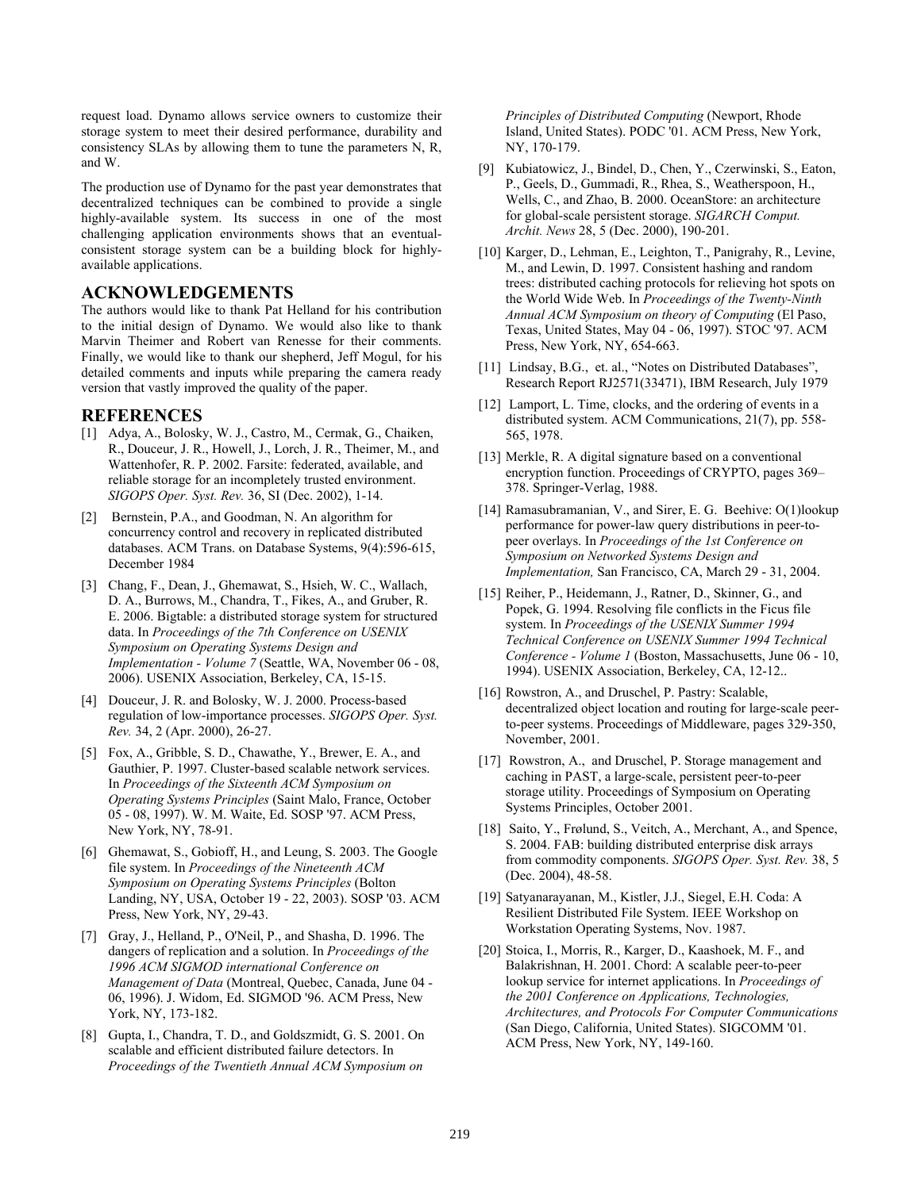request load. Dynamo allows service owners to customize their storage system to meet their desired performance, durability and consistency SLAs by allowing them to tune the parameters N, R, and W.

The production use of Dynamo for the past year demonstrates that decentralized techniques can be combined to provide a single highly-available system. Its success in one of the most challenging application environments shows that an eventual-consistent storage system can be a building block for highly-available applications.

## ACKNOWLEDGEMENTS

The authors would like to thank Pat Helland for his contribution to the initial design of Dynamo. We would also like to thank Marvin Theimer and Robert van Renesse for their comments. Finally, we would like to thank our shepherd, Jeff Mogul, for his detailed comments and inputs while preparing the camera ready version that vastly improved the quality of the paper.

## REFERENCES

[1] Adya, A., Bolosky, W. J., Castro, M., Cermak, G., Chaiken, R., Douceur, J. R., Howell, J., Lorch, J. R., Theimer, M., and Wattenhofer, R. P. 2002. Farsite: federated, available, and reliable storage for an incompletely trusted environment. *SIGOPS Oper. Syst. Rev.* 36, SI (Dec. 2002), 1-14.

[2] Bernstein, P.A., and Goodman, N. An algorithm for concurrency control and recovery in replicated distributed databases. ACM Trans. on Database Systems, 9(4):596-615, December 1984

[3] Chang, F., Dean, J., Ghemawat, S., Hsieh, W. C., Wallach, D. A., Burrows, M., Chandra, T., Fikes, A., and Gruber, R. E. 2006. Bigtable: a distributed storage system for structured data. In *Proceedings of the 7th Conference on USENIX Symposium on Operating Systems Design and Implementation - Volume 7* (Seattle, WA, November 06 - 08, 2006). USENIX Association, Berkeley, CA, 15-15.

[4] Douceur, J. R. and Bolosky, W. J. 2000. Process-based regulation of low-importance processes. *SIGOPS Oper. Syst. Rev.* 34, 2 (Apr. 2000), 26-27.

[5] Fox, A., Gribble, S. D., Chawathe, Y., Brewer, E. A., and Gauthier, P. 1997. Cluster-based scalable network services. In *Proceedings of the Sixteenth ACM Symposium on Operating Systems Principles* (Saint Malo, France, October 05 - 08, 1997). W. M. Waite, Ed. SOSP '97. ACM Press, New York, NY, 78-91.

[6] Ghemawat, S., Gobioff, H., and Leung, S. 2003. The Google file system. In *Proceedings of the Nineteenth ACM Symposium on Operating Systems Principles* (Bolton Landing, NY, USA, October 19 - 22, 2003). SOSP '03. ACM Press, New York, NY, 29-43.

[7] Gray, J., Helland, P., O'Neil, P., and Shasha, D. 1996. The dangers of replication and a solution. In *Proceedings of the 1996 ACM SIGMOD international Conference on Management of Data* (Montreal, Quebec, Canada, June 04 - 06, 1996). J. Widom, Ed. SIGMOD '96. ACM Press, New York, NY, 173-182.

[8] Gupta, I., Chandra, T. D., and Goldszmidt, G. S. 2001. On scalable and efficient distributed failure detectors. In *Proceedings of the Twentieth Annual ACM Symposium on Principles of Distributed Computing* (Newport, Rhode Island, United States). PODC '01. ACM Press, New York, NY, 170-179.

[9] Kubiatowicz, J., Bindel, D., Chen, Y., Czerwinski, S., Eaton, P., Geels, D., Gummadi, R., Rhea, S., Weatherspoon, H., Wells, C., and Zhao, B. 2000. OceanStore: an architecture for global-scale persistent storage. *SIGARCH Comput. Archit. News* 28, 5 (Dec. 2000), 190-201.

[10] Karger, D., Lehman, E., Leighton, T., Panigrahy, R., Levine, M., and Lewin, D. 1997. Consistent hashing and random trees: distributed caching protocols for relieving hot spots on the World Wide Web. In *Proceedings of the Twenty-Ninth Annual ACM Symposium on theory of Computing* (El Paso, Texas, United States, May 04 - 06, 1997). STOC '97. ACM Press, New York, NY, 654-663.

[11] Lindsay, B.G., et. al., "Notes on Distributed Databases", Research Report RJ2571(33471), IBM Research, July 1979

[12] Lamport, L. Time, clocks, and the ordering of events in a distributed system. ACM Communications, 21(7), pp. 558-565, 1978.

[13] Merkle, R. A digital signature based on a conventional encryption function. Proceedings of CRYPTO, pages 369–378. Springer-Verlag, 1988.

[14] Ramasubramanian, V., and Sirer, E. G. Beehive: O(1)lookup performance for power-law query distributions in peer-to-peer overlays. In *Proceedings of the 1st Conference on Symposium on Networked Systems Design and Implementation,* San Francisco, CA, March 29 - 31, 2004.

[15] Reiher, P., Heidemann, J., Ratner, D., Skinner, G., and Popek, G. 1994. Resolving file conflicts in the Ficus file system. In *Proceedings of the USENIX Summer 1994 Technical Conference on USENIX Summer 1994 Technical Conference - Volume 1* (Boston, Massachusetts, June 06 - 10, 1994). USENIX Association, Berkeley, CA, 12-12..

[16] Rowstron, A., and Druschel, P. Pastry: Scalable, decentralized object location and routing for large-scale peer-to-peer systems. Proceedings of Middleware, pages 329-350, November, 2001.

[17] Rowstron, A., and Druschel, P. Storage management and caching in PAST, a large-scale, persistent peer-to-peer storage utility. Proceedings of Symposium on Operating Systems Principles, October 2001.

[18] Saito, Y., Frølund, S., Veitch, A., Merchant, A., and Spence, S. 2004. FAB: building distributed enterprise disk arrays from commodity components. *SIGOPS Oper. Syst. Rev.* 38, 5 (Dec. 2004), 48-58.

[19] Satyanarayanan, M., Kistler, J.J., Siegel, E.H. Coda: A Resilient Distributed File System. IEEE Workshop on Workstation Operating Systems, Nov. 1987.

[20] Stoica, I., Morris, R., Karger, D., Kaashoek, M. F., and Balakrishnan, H. 2001. Chord: A scalable peer-to-peer lookup service for internet applications. In *Proceedings of the 2001 Conference on Applications, Technologies, Architectures, and Protocols For Computer Communications* (San Diego, California, United States). SIGCOMM '01. ACM Press, New York, NY, 149-160.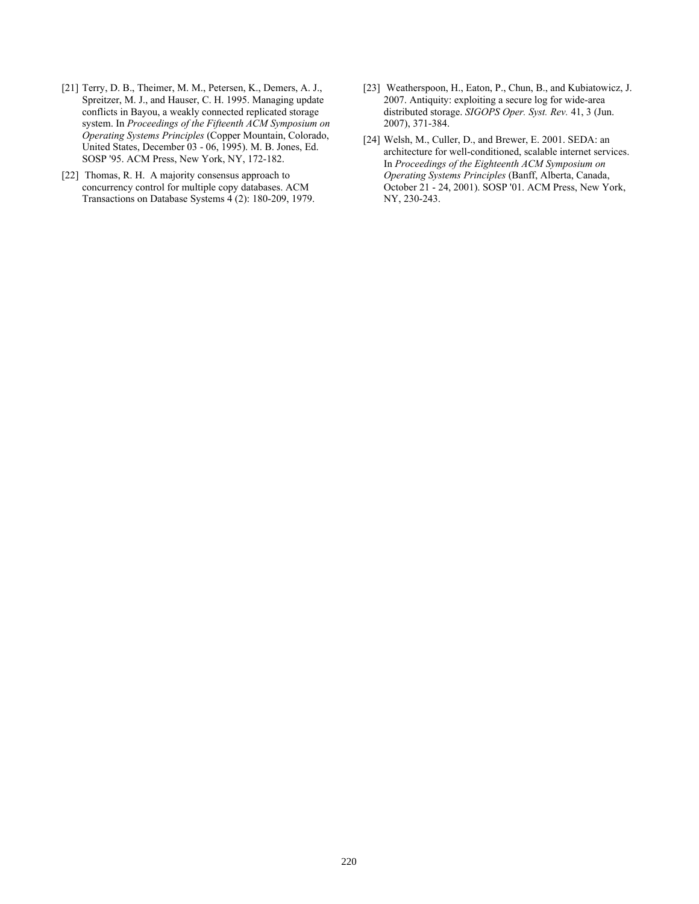[21] Terry, D. B., Theimer, M. M., Petersen, K., Demers, A. J., Spreitzer, M. J., and Hauser, C. H. 1995. Managing update conflicts in Bayou, a weakly connected replicated storage system. In *Proceedings of the Fifteenth ACM Symposium on Operating Systems Principles* (Copper Mountain, Colorado, United States, December 03 - 06, 1995). M. B. Jones, Ed. SOSP '95. ACM Press, New York, NY, 172-182.

[22] Thomas, R. H. A majority consensus approach to concurrency control for multiple copy databases. ACM Transactions on Database Systems 4 (2): 180-209, 1979.

[23] Weatherspoon, H., Eaton, P., Chun, B., and Kubiatowicz, J. 2007. Antiquity: exploiting a secure log for wide-area distributed storage. *SIGOPS Oper. Syst. Rev.* 41, 3 (Jun. 2007), 371-384.

[24] Welsh, M., Culler, D., and Brewer, E. 2001. SEDA: an architecture for well-conditioned, scalable internet services. In *Proceedings of the Eighteenth ACM Symposium on Operating Systems Principles* (Banff, Alberta, Canada, October 21 - 24, 2001). SOSP '01. ACM Press, New York, NY, 230-243.